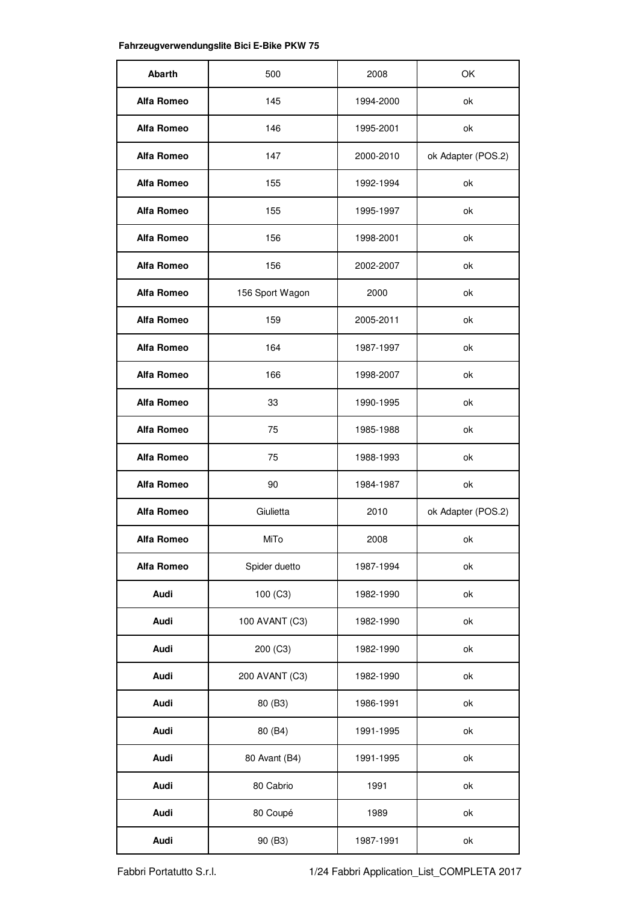**Fahrzeugverwendungslite Bici E-Bike PKW 75**

| Abarth | 500 | 2008 | OK |
|---|---|---|---|
| **Alfa Romeo** | 145 | 1994-2000 | ok |
| **Alfa Romeo** | 146 | 1995-2001 | ok |
| **Alfa Romeo** | 147 | 2000-2010 | ok Adapter (POS.2) |
| **Alfa Romeo** | 155 | 1992-1994 | ok |
| **Alfa Romeo** | 155 | 1995-1997 | ok |
| **Alfa Romeo** | 156 | 1998-2001 | ok |
| **Alfa Romeo** | 156 | 2002-2007 | ok |
| **Alfa Romeo** | 156 Sport Wagon | 2000 | ok |
| **Alfa Romeo** | 159 | 2005-2011 | ok |
| **Alfa Romeo** | 164 | 1987-1997 | ok |
| **Alfa Romeo** | 166 | 1998-2007 | ok |
| **Alfa Romeo** | 33 | 1990-1995 | ok |
| **Alfa Romeo** | 75 | 1985-1988 | ok |
| **Alfa Romeo** | 75 | 1988-1993 | ok |
| **Alfa Romeo** | 90 | 1984-1987 | ok |
| **Alfa Romeo** | Giulietta | 2010 | ok Adapter (POS.2) |
| **Alfa Romeo** | MiTo | 2008 | ok |
| **Alfa Romeo** | Spider duetto | 1987-1994 | ok |
| **Audi** | 100 (C3) | 1982-1990 | ok |
| **Audi** | 100 AVANT (C3) | 1982-1990 | ok |
| **Audi** | 200 (C3) | 1982-1990 | ok |
| **Audi** | 200 AVANT (C3) | 1982-1990 | ok |
| **Audi** | 80 (B3) | 1986-1991 | ok |
| **Audi** | 80 (B4) | 1991-1995 | ok |
| **Audi** | 80 Avant (B4) | 1991-1995 | ok |
| **Audi** | 80 Cabrio | 1991 | ok |
| **Audi** | 80 Coupé | 1989 | ok |
| **Audi** | 90 (B3) | 1987-1991 | ok |

Fabbri Portatutto S.r.l. — Fabbri Application_List_COMPLETA 2017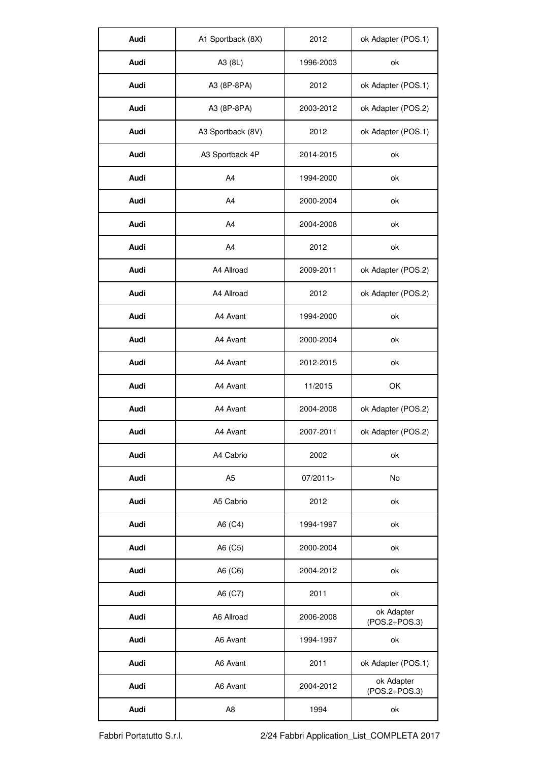| Audi | A1 Sportback (8X) | 2012 | ok Adapter (POS.1) |
|---|---|---|---|
| Audi | A3 (8L) | 1996-2003 | ok |
| Audi | A3 (8P-8PA) | 2012 | ok Adapter (POS.1) |
| Audi | A3 (8P-8PA) | 2003-2012 | ok Adapter (POS.2) |
| Audi | A3 Sportback (8V) | 2012 | ok Adapter (POS.1) |
| Audi | A3 Sportback 4P | 2014-2015 | ok |
| Audi | A4 | 1994-2000 | ok |
| Audi | A4 | 2000-2004 | ok |
| Audi | A4 | 2004-2008 | ok |
| Audi | A4 | 2012 | ok |
| Audi | A4 Allroad | 2009-2011 | ok Adapter (POS.2) |
| Audi | A4 Allroad | 2012 | ok Adapter (POS.2) |
| Audi | A4 Avant | 1994-2000 | ok |
| Audi | A4 Avant | 2000-2004 | ok |
| Audi | A4 Avant | 2012-2015 | ok |
| Audi | A4 Avant | 11/2015 | OK |
| Audi | A4 Avant | 2004-2008 | ok Adapter (POS.2) |
| Audi | A4 Avant | 2007-2011 | ok Adapter (POS.2) |
| Audi | A4 Cabrio | 2002 | ok |
| Audi | A5 | 07/2011> | No |
| Audi | A5 Cabrio | 2012 | ok |
| Audi | A6 (C4) | 1994-1997 | ok |
| Audi | A6 (C5) | 2000-2004 | ok |
| Audi | A6 (C6) | 2004-2012 | ok |
| Audi | A6 (C7) | 2011 | ok |
| Audi | A6 Allroad | 2006-2008 | ok Adapter (POS.2+POS.3) |
| Audi | A6 Avant | 1994-1997 | ok |
| Audi | A6 Avant | 2011 | ok Adapter (POS.1) |
| Audi | A6 Avant | 2004-2012 | ok Adapter (POS.2+POS.3) |
| Audi | A8 | 1994 | ok |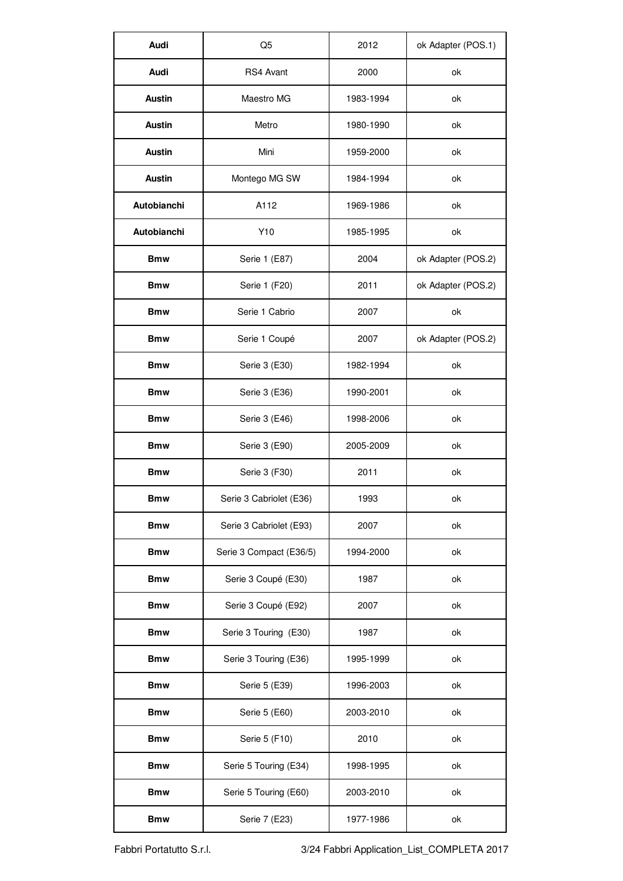| **Audi** | Q5 | 2012 | ok Adapter (POS.1) |
|---|---|---|---|
| **Audi** | RS4 Avant | 2000 | ok |
| **Austin** | Maestro MG | 1983-1994 | ok |
| **Austin** | Metro | 1980-1990 | ok |
| **Austin** | Mini | 1959-2000 | ok |
| **Austin** | Montego MG SW | 1984-1994 | ok |
| **Autobianchi** | A112 | 1969-1986 | ok |
| **Autobianchi** | Y10 | 1985-1995 | ok |
| **Bmw** | Serie 1 (E87) | 2004 | ok Adapter (POS.2) |
| **Bmw** | Serie 1 (F20) | 2011 | ok Adapter (POS.2) |
| **Bmw** | Serie 1 Cabrio | 2007 | ok |
| **Bmw** | Serie 1 Coupé | 2007 | ok Adapter (POS.2) |
| **Bmw** | Serie 3 (E30) | 1982-1994 | ok |
| **Bmw** | Serie 3 (E36) | 1990-2001 | ok |
| **Bmw** | Serie 3 (E46) | 1998-2006 | ok |
| **Bmw** | Serie 3 (E90) | 2005-2009 | ok |
| **Bmw** | Serie 3 (F30) | 2011 | ok |
| **Bmw** | Serie 3 Cabriolet (E36) | 1993 | ok |
| **Bmw** | Serie 3 Cabriolet (E93) | 2007 | ok |
| **Bmw** | Serie 3 Compact (E36/5) | 1994-2000 | ok |
| **Bmw** | Serie 3 Coupé (E30) | 1987 | ok |
| **Bmw** | Serie 3 Coupé (E92) | 2007 | ok |
| **Bmw** | Serie 3 Touring (E30) | 1987 | ok |
| **Bmw** | Serie 3 Touring (E36) | 1995-1999 | ok |
| **Bmw** | Serie 5 (E39) | 1996-2003 | ok |
| **Bmw** | Serie 5 (E60) | 2003-2010 | ok |
| **Bmw** | Serie 5 (F10) | 2010 | ok |
| **Bmw** | Serie 5 Touring (E34) | 1998-1995 | ok |
| **Bmw** | Serie 5 Touring (E60) | 2003-2010 | ok |
| **Bmw** | Serie 7 (E23) | 1977-1986 | ok |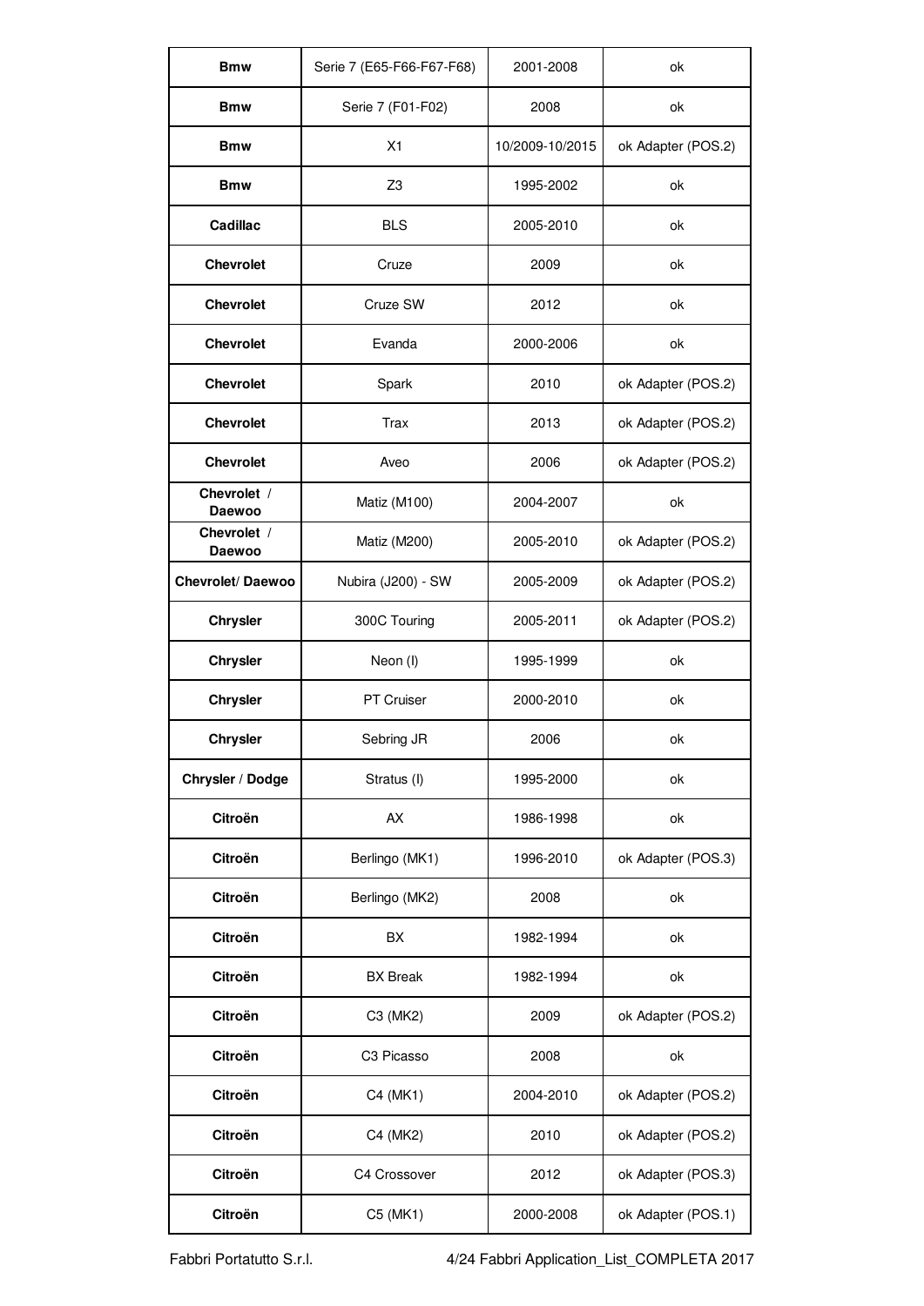| Bmw | Serie 7 (E65-F66-F67-F68) | 2001-2008 | ok |
|---|---|---|---|
| **Bmw** | Serie 7 (F01-F02) | 2008 | ok |
| **Bmw** | X1 | 10/2009-10/2015 | ok Adapter (POS.2) |
| **Bmw** | Z3 | 1995-2002 | ok |
| **Cadillac** | BLS | 2005-2010 | ok |
| **Chevrolet** | Cruze | 2009 | ok |
| **Chevrolet** | Cruze SW | 2012 | ok |
| **Chevrolet** | Evanda | 2000-2006 | ok |
| **Chevrolet** | Spark | 2010 | ok Adapter (POS.2) |
| **Chevrolet** | Trax | 2013 | ok Adapter (POS.2) |
| **Chevrolet** | Aveo | 2006 | ok Adapter (POS.2) |
| **Chevrolet / Daewoo** | Matiz (M100) | 2004-2007 | ok |
| **Chevrolet / Daewoo** | Matiz (M200) | 2005-2010 | ok Adapter (POS.2) |
| **Chevrolet/ Daewoo** | Nubira (J200) - SW | 2005-2009 | ok Adapter (POS.2) |
| **Chrysler** | 300C Touring | 2005-2011 | ok Adapter (POS.2) |
| **Chrysler** | Neon (I) | 1995-1999 | ok |
| **Chrysler** | PT Cruiser | 2000-2010 | ok |
| **Chrysler** | Sebring JR | 2006 | ok |
| **Chrysler / Dodge** | Stratus (I) | 1995-2000 | ok |
| **Citroën** | AX | 1986-1998 | ok |
| **Citroën** | Berlingo (MK1) | 1996-2010 | ok Adapter (POS.3) |
| **Citroën** | Berlingo (MK2) | 2008 | ok |
| **Citroën** | BX | 1982-1994 | ok |
| **Citroën** | BX Break | 1982-1994 | ok |
| **Citroën** | C3 (MK2) | 2009 | ok Adapter (POS.2) |
| **Citroën** | C3 Picasso | 2008 | ok |
| **Citroën** | C4 (MK1) | 2004-2010 | ok Adapter (POS.2) |
| **Citroën** | C4 (MK2) | 2010 | ok Adapter (POS.2) |
| **Citroën** | C4 Crossover | 2012 | ok Adapter (POS.3) |
| **Citroën** | C5 (MK1) | 2000-2008 | ok Adapter (POS.1) |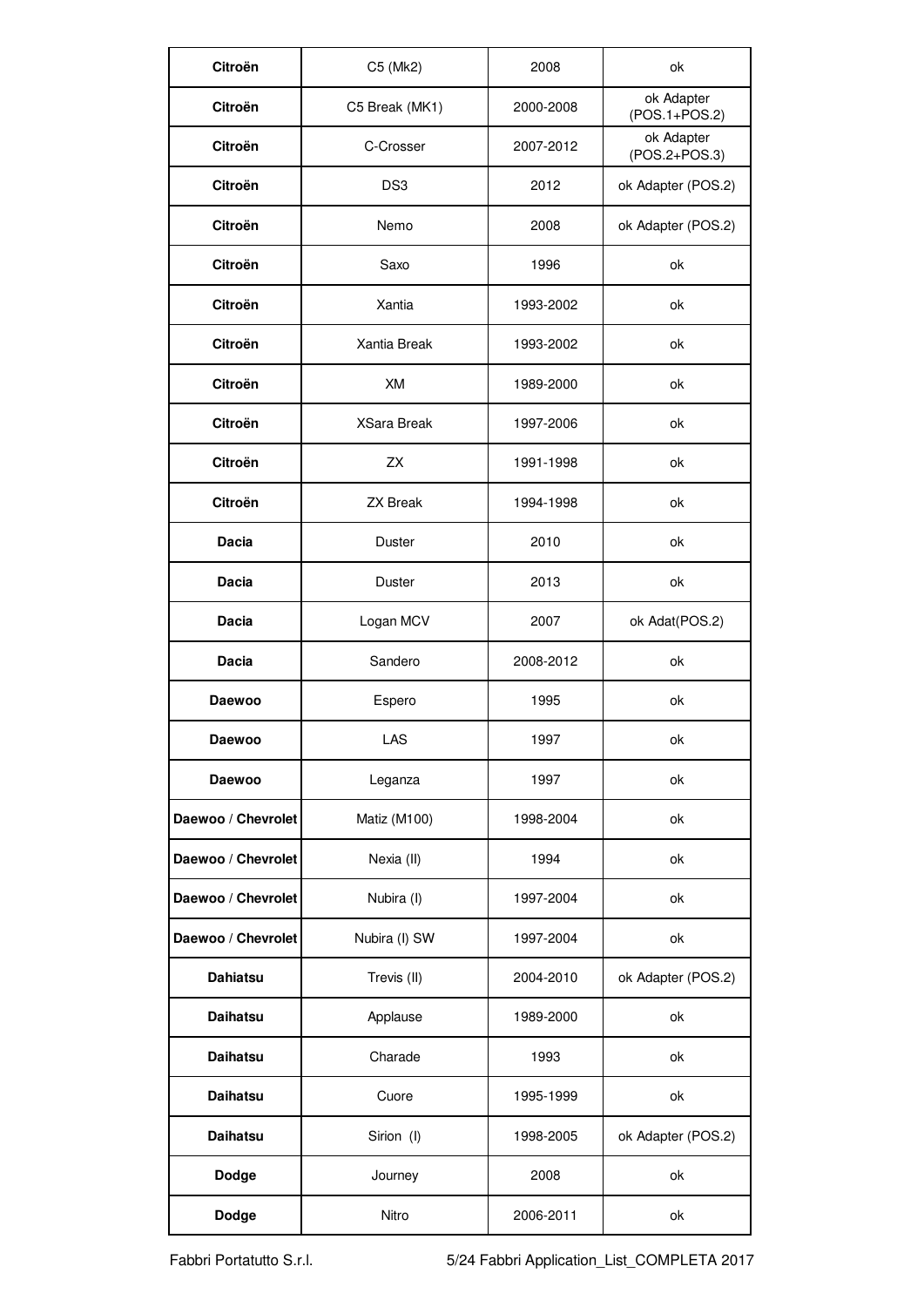| **Citroën** | C5 (Mk2) | 2008 | ok |
|---|---|---|---|
| **Citroën** | C5 Break (MK1) | 2000-2008 | ok Adapter (POS.1+POS.2) |
| **Citroën** | C-Crosser | 2007-2012 | ok Adapter (POS.2+POS.3) |
| **Citroën** | DS3 | 2012 | ok Adapter (POS.2) |
| **Citroën** | Nemo | 2008 | ok Adapter (POS.2) |
| **Citroën** | Saxo | 1996 | ok |
| **Citroën** | Xantia | 1993-2002 | ok |
| **Citroën** | Xantia Break | 1993-2002 | ok |
| **Citroën** | XM | 1989-2000 | ok |
| **Citroën** | XSara Break | 1997-2006 | ok |
| **Citroën** | ZX | 1991-1998 | ok |
| **Citroën** | ZX Break | 1994-1998 | ok |
| **Dacia** | Duster | 2010 | ok |
| **Dacia** | Duster | 2013 | ok |
| **Dacia** | Logan MCV | 2007 | ok Adat(POS.2) |
| **Dacia** | Sandero | 2008-2012 | ok |
| **Daewoo** | Espero | 1995 | ok |
| **Daewoo** | LAS | 1997 | ok |
| **Daewoo** | Leganza | 1997 | ok |
| **Daewoo** / **Chevrolet** | Matiz (M100) | 1998-2004 | ok |
| **Daewoo** / **Chevrolet** | Nexia (II) | 1994 | ok |
| **Daewoo** / **Chevrolet** | Nubira (I) | 1997-2004 | ok |
| **Daewoo** / **Chevrolet** | Nubira (I) SW | 1997-2004 | ok |
| **Dahiatsu** | Trevis (II) | 2004-2010 | ok Adapter (POS.2) |
| **Daihatsu** | Applause | 1989-2000 | ok |
| **Daihatsu** | Charade | 1993 | ok |
| **Daihatsu** | Cuore | 1995-1999 | ok |
| **Daihatsu** | Sirion (I) | 1998-2005 | ok Adapter (POS.2) |
| **Dodge** | Journey | 2008 | ok |
| **Dodge** | Nitro | 2006-2011 | ok |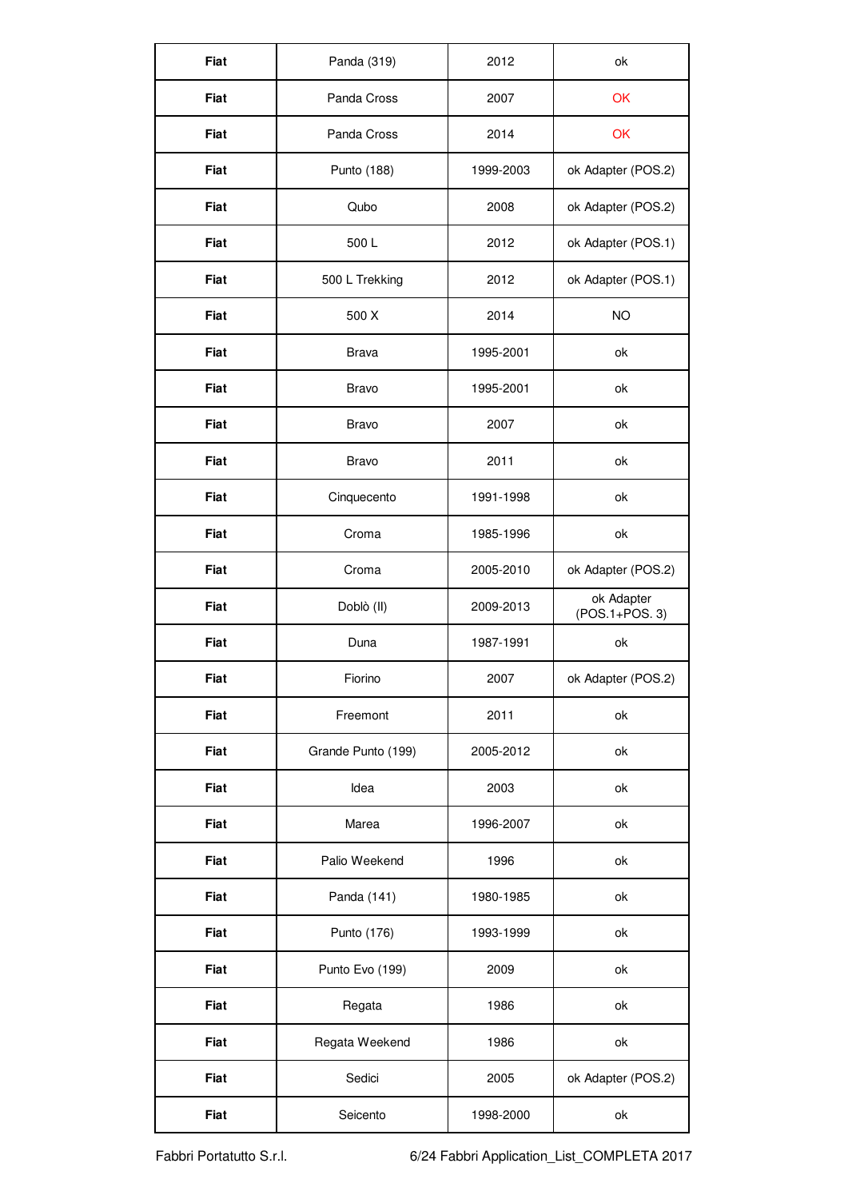| Fiat | Panda (319) | 2012 | ok |
|---|---|---|---|
| Fiat | Panda Cross | 2007 | OK |
| Fiat | Panda Cross | 2014 | OK |
| Fiat | Punto (188) | 1999-2003 | ok Adapter (POS.2) |
| Fiat | Qubo | 2008 | ok Adapter (POS.2) |
| Fiat | 500 L | 2012 | ok Adapter (POS.1) |
| Fiat | 500 L Trekking | 2012 | ok Adapter (POS.1) |
| Fiat | 500 X | 2014 | NO |
| Fiat | Brava | 1995-2001 | ok |
| Fiat | Bravo | 1995-2001 | ok |
| Fiat | Bravo | 2007 | ok |
| Fiat | Bravo | 2011 | ok |
| Fiat | Cinquecento | 1991-1998 | ok |
| Fiat | Croma | 1985-1996 | ok |
| Fiat | Croma | 2005-2010 | ok Adapter (POS.2) |
| Fiat | Doblò (II) | 2009-2013 | ok Adapter (POS.1+POS. 3) |
| Fiat | Duna | 1987-1991 | ok |
| Fiat | Fiorino | 2007 | ok Adapter (POS.2) |
| Fiat | Freemont | 2011 | ok |
| Fiat | Grande Punto (199) | 2005-2012 | ok |
| Fiat | Idea | 2003 | ok |
| Fiat | Marea | 1996-2007 | ok |
| Fiat | Palio Weekend | 1996 | ok |
| Fiat | Panda (141) | 1980-1985 | ok |
| Fiat | Punto (176) | 1993-1999 | ok |
| Fiat | Punto Evo (199) | 2009 | ok |
| Fiat | Regata | 1986 | ok |
| Fiat | Regata Weekend | 1986 | ok |
| Fiat | Sedici | 2005 | ok Adapter (POS.2) |
| Fiat | Seicento | 1998-2000 | ok |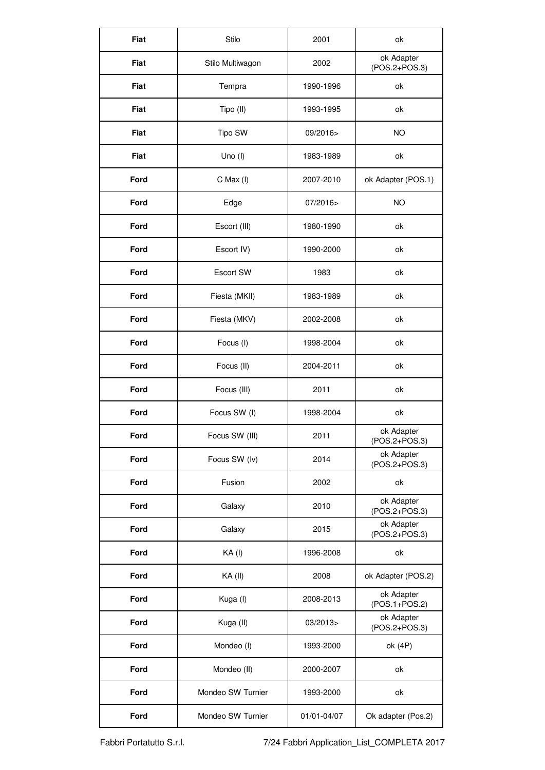| **Fiat** | Stilo | 2001 | ok |
|---|---|---|---|
| **Fiat** | Stilo Multiwagon | 2002 | ok Adapter (POS.2+POS.3) |
| **Fiat** | Tempra | 1990-1996 | ok |
| **Fiat** | Tipo (II) | 1993-1995 | ok |
| **Fiat** | Tipo SW | 09/2016> | NO |
| **Fiat** | Uno (I) | 1983-1989 | ok |
| **Ford** | C Max (I) | 2007-2010 | ok Adapter (POS.1) |
| **Ford** | Edge | 07/2016> | NO |
| **Ford** | Escort (III) | 1980-1990 | ok |
| **Ford** | Escort IV) | 1990-2000 | ok |
| **Ford** | Escort SW | 1983 | ok |
| **Ford** | Fiesta (MKII) | 1983-1989 | ok |
| **Ford** | Fiesta (MKV) | 2002-2008 | ok |
| **Ford** | Focus (I) | 1998-2004 | ok |
| **Ford** | Focus (II) | 2004-2011 | ok |
| **Ford** | Focus (III) | 2011 | ok |
| **Ford** | Focus SW (I) | 1998-2004 | ok |
| **Ford** | Focus SW (III) | 2011 | ok Adapter (POS.2+POS.3) |
| **Ford** | Focus SW (Iv) | 2014 | ok Adapter (POS.2+POS.3) |
| **Ford** | Fusion | 2002 | ok |
| **Ford** | Galaxy | 2010 | ok Adapter (POS.2+POS.3) |
| **Ford** | Galaxy | 2015 | ok Adapter (POS.2+POS.3) |
| **Ford** | KA (I) | 1996-2008 | ok |
| **Ford** | KA (II) | 2008 | ok Adapter (POS.2) |
| **Ford** | Kuga (I) | 2008-2013 | ok Adapter (POS.1+POS.2) |
| **Ford** | Kuga (II) | 03/2013> | ok Adapter (POS.2+POS.3) |
| **Ford** | Mondeo (I) | 1993-2000 | ok (4P) |
| **Ford** | Mondeo (II) | 2000-2007 | ok |
| **Ford** | Mondeo SW Turnier | 1993-2000 | ok |
| **Ford** | Mondeo SW Turnier | 01/01-04/07 | Ok adapter (Pos.2) |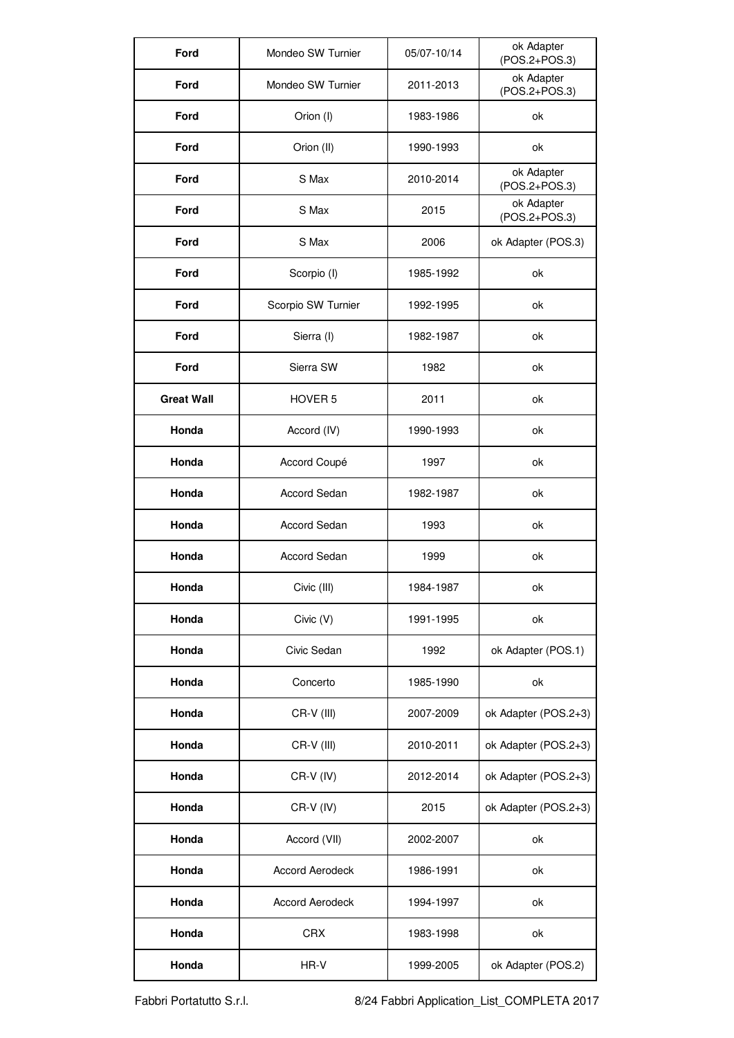| **Ford** | Mondeo SW Turnier | 05/07-10/14 | ok Adapter (POS.2+POS.3) |
|---|---|---|---|
| **Ford** | Mondeo SW Turnier | 2011-2013 | ok Adapter (POS.2+POS.3) |
| **Ford** | Orion (I) | 1983-1986 | ok |
| **Ford** | Orion (II) | 1990-1993 | ok |
| **Ford** | S Max | 2010-2014 | ok Adapter (POS.2+POS.3) |
| **Ford** | S Max | 2015 | ok Adapter (POS.2+POS.3) |
| **Ford** | S Max | 2006 | ok Adapter (POS.3) |
| **Ford** | Scorpio (I) | 1985-1992 | ok |
| **Ford** | Scorpio SW Turnier | 1992-1995 | ok |
| **Ford** | Sierra (I) | 1982-1987 | ok |
| **Ford** | Sierra SW | 1982 | ok |
| **Great Wall** | HOVER 5 | 2011 | ok |
| **Honda** | Accord (IV) | 1990-1993 | ok |
| **Honda** | Accord Coupé | 1997 | ok |
| **Honda** | Accord Sedan | 1982-1987 | ok |
| **Honda** | Accord Sedan | 1993 | ok |
| **Honda** | Accord Sedan | 1999 | ok |
| **Honda** | Civic (III) | 1984-1987 | ok |
| **Honda** | Civic (V) | 1991-1995 | ok |
| **Honda** | Civic Sedan | 1992 | ok Adapter (POS.1) |
| **Honda** | Concerto | 1985-1990 | ok |
| **Honda** | CR-V (III) | 2007-2009 | ok Adapter (POS.2+3) |
| **Honda** | CR-V (III) | 2010-2011 | ok Adapter (POS.2+3) |
| **Honda** | CR-V (IV) | 2012-2014 | ok Adapter (POS.2+3) |
| **Honda** | CR-V (IV) | 2015 | ok Adapter (POS.2+3) |
| **Honda** | Accord (VII) | 2002-2007 | ok |
| **Honda** | Accord Aerodeck | 1986-1991 | ok |
| **Honda** | Accord Aerodeck | 1994-1997 | ok |
| **Honda** | CRX | 1983-1998 | ok |
| **Honda** | HR-V | 1999-2005 | ok Adapter (POS.2) |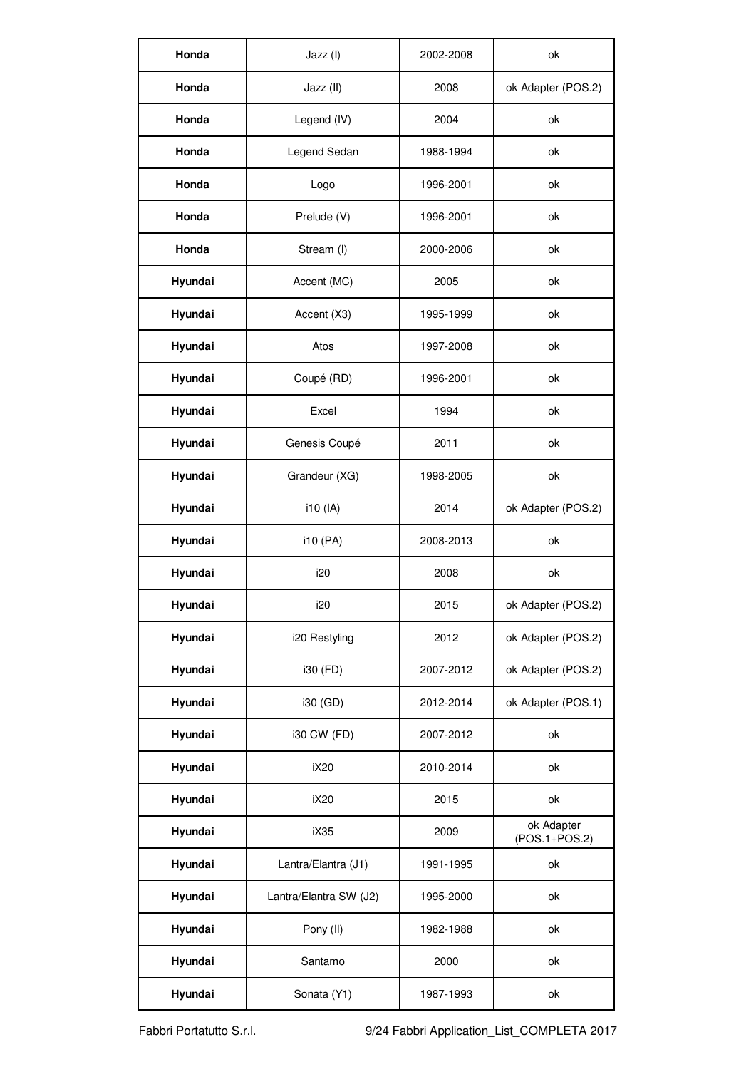| | | | |
|---|---|---|---|
| **Honda** | Jazz (I) | 2002-2008 | ok |
| **Honda** | Jazz (II) | 2008 | ok Adapter (POS.2) |
| **Honda** | Legend (IV) | 2004 | ok |
| **Honda** | Legend Sedan | 1988-1994 | ok |
| **Honda** | Logo | 1996-2001 | ok |
| **Honda** | Prelude (V) | 1996-2001 | ok |
| **Honda** | Stream (I) | 2000-2006 | ok |
| **Hyundai** | Accent (MC) | 2005 | ok |
| **Hyundai** | Accent (X3) | 1995-1999 | ok |
| **Hyundai** | Atos | 1997-2008 | ok |
| **Hyundai** | Coupé (RD) | 1996-2001 | ok |
| **Hyundai** | Excel | 1994 | ok |
| **Hyundai** | Genesis Coupé | 2011 | ok |
| **Hyundai** | Grandeur (XG) | 1998-2005 | ok |
| **Hyundai** | i10 (IA) | 2014 | ok Adapter (POS.2) |
| **Hyundai** | i10 (PA) | 2008-2013 | ok |
| **Hyundai** | i20 | 2008 | ok |
| **Hyundai** | i20 | 2015 | ok Adapter (POS.2) |
| **Hyundai** | i20 Restyling | 2012 | ok Adapter (POS.2) |
| **Hyundai** | i30 (FD) | 2007-2012 | ok Adapter (POS.2) |
| **Hyundai** | i30 (GD) | 2012-2014 | ok Adapter (POS.1) |
| **Hyundai** | i30 CW (FD) | 2007-2012 | ok |
| **Hyundai** | iX20 | 2010-2014 | ok |
| **Hyundai** | iX20 | 2015 | ok |
| **Hyundai** | iX35 | 2009 | ok Adapter (POS.1+POS.2) |
| **Hyundai** | Lantra/Elantra (J1) | 1991-1995 | ok |
| **Hyundai** | Lantra/Elantra SW (J2) | 1995-2000 | ok |
| **Hyundai** | Pony (II) | 1982-1988 | ok |
| **Hyundai** | Santamo | 2000 | ok |
| **Hyundai** | Sonata (Y1) | 1987-1993 | ok |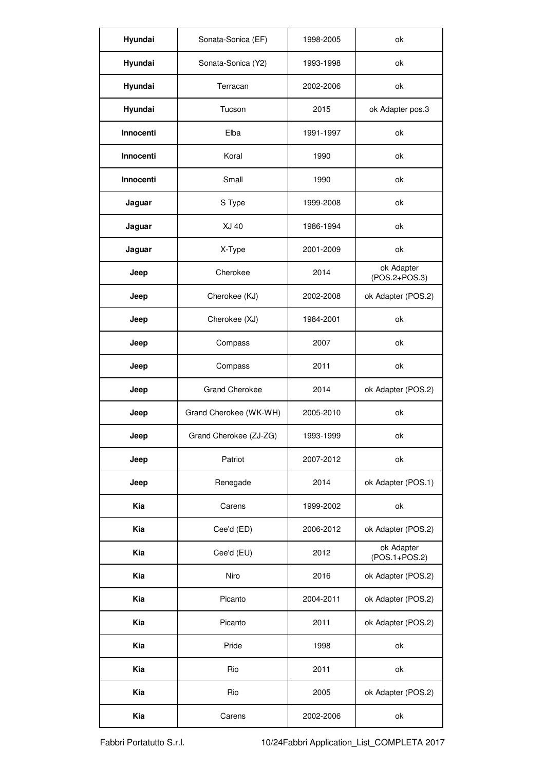| Hyundai | Sonata-Sonica (EF) | 1998-2005 | ok |
|---|---|---|---|
| Hyundai | Sonata-Sonica (Y2) | 1993-1998 | ok |
| Hyundai | Terracan | 2002-2006 | ok |
| Hyundai | Tucson | 2015 | ok Adapter pos.3 |
| Innocenti | Elba | 1991-1997 | ok |
| Innocenti | Koral | 1990 | ok |
| Innocenti | Small | 1990 | ok |
| Jaguar | S Type | 1999-2008 | ok |
| Jaguar | XJ 40 | 1986-1994 | ok |
| Jaguar | X-Type | 2001-2009 | ok |
| Jeep | Cherokee | 2014 | ok Adapter (POS.2+POS.3) |
| Jeep | Cherokee (KJ) | 2002-2008 | ok Adapter (POS.2) |
| Jeep | Cherokee (XJ) | 1984-2001 | ok |
| Jeep | Compass | 2007 | ok |
| Jeep | Compass | 2011 | ok |
| Jeep | Grand Cherokee | 2014 | ok Adapter (POS.2) |
| Jeep | Grand Cherokee (WK-WH) | 2005-2010 | ok |
| Jeep | Grand Cherokee (ZJ-ZG) | 1993-1999 | ok |
| Jeep | Patriot | 2007-2012 | ok |
| Jeep | Renegade | 2014 | ok Adapter (POS.1) |
| Kia | Carens | 1999-2002 | ok |
| Kia | Cee'd (ED) | 2006-2012 | ok Adapter (POS.2) |
| Kia | Cee'd (EU) | 2012 | ok Adapter (POS.1+POS.2) |
| Kia | Niro | 2016 | ok Adapter (POS.2) |
| Kia | Picanto | 2004-2011 | ok Adapter (POS.2) |
| Kia | Picanto | 2011 | ok Adapter (POS.2) |
| Kia | Pride | 1998 | ok |
| Kia | Rio | 2011 | ok |
| Kia | Rio | 2005 | ok Adapter (POS.2) |
| Kia | Carens | 2002-2006 | ok |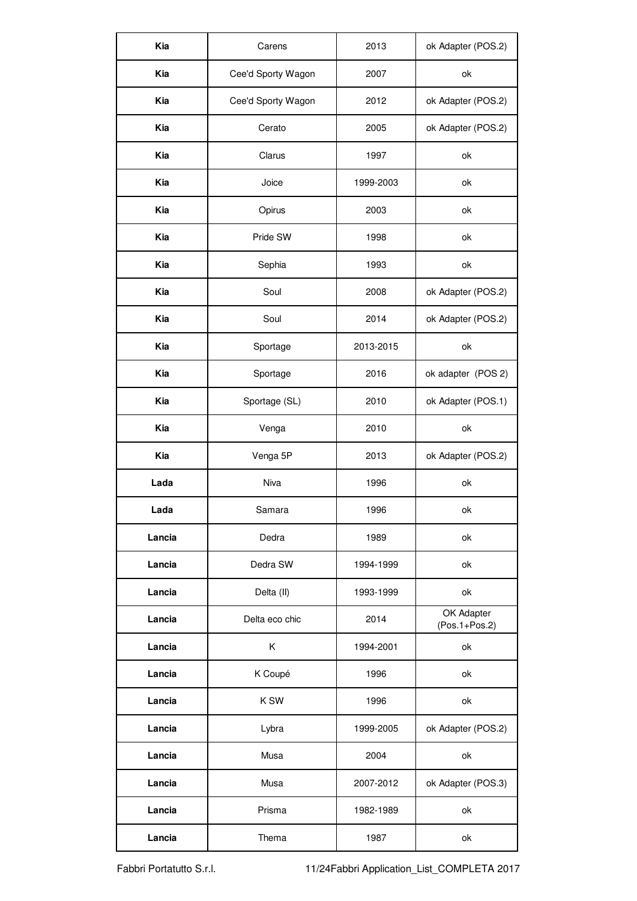| **Kia** | Carens | 2013 | ok Adapter (POS.2) |
|---|---|---|---|
| **Kia** | Cee'd Sporty Wagon | 2007 | ok |
| **Kia** | Cee'd Sporty Wagon | 2012 | ok Adapter (POS.2) |
| **Kia** | Cerato | 2005 | ok Adapter (POS.2) |
| **Kia** | Clarus | 1997 | ok |
| **Kia** | Joice | 1999-2003 | ok |
| **Kia** | Opirus | 2003 | ok |
| **Kia** | Pride SW | 1998 | ok |
| **Kia** | Sephia | 1993 | ok |
| **Kia** | Soul | 2008 | ok Adapter (POS.2) |
| **Kia** | Soul | 2014 | ok Adapter (POS.2) |
| **Kia** | Sportage | 2013-2015 | ok |
| **Kia** | Sportage | 2016 | ok adapter (POS 2) |
| **Kia** | Sportage (SL) | 2010 | ok Adapter (POS.1) |
| **Kia** | Venga | 2010 | ok |
| **Kia** | Venga 5P | 2013 | ok Adapter (POS.2) |
| **Lada** | Niva | 1996 | ok |
| **Lada** | Samara | 1996 | ok |
| **Lancia** | Dedra | 1989 | ok |
| **Lancia** | Dedra SW | 1994-1999 | ok |
| **Lancia** | Delta (II) | 1993-1999 | ok |
| **Lancia** | Delta eco chic | 2014 | OK Adapter (Pos.1+Pos.2) |
| **Lancia** | K | 1994-2001 | ok |
| **Lancia** | K Coupé | 1996 | ok |
| **Lancia** | K SW | 1996 | ok |
| **Lancia** | Lybra | 1999-2005 | ok Adapter (POS.2) |
| **Lancia** | Musa | 2004 | ok |
| **Lancia** | Musa | 2007-2012 | ok Adapter (POS.3) |
| **Lancia** | Prisma | 1982-1989 | ok |
| **Lancia** | Thema | 1987 | ok |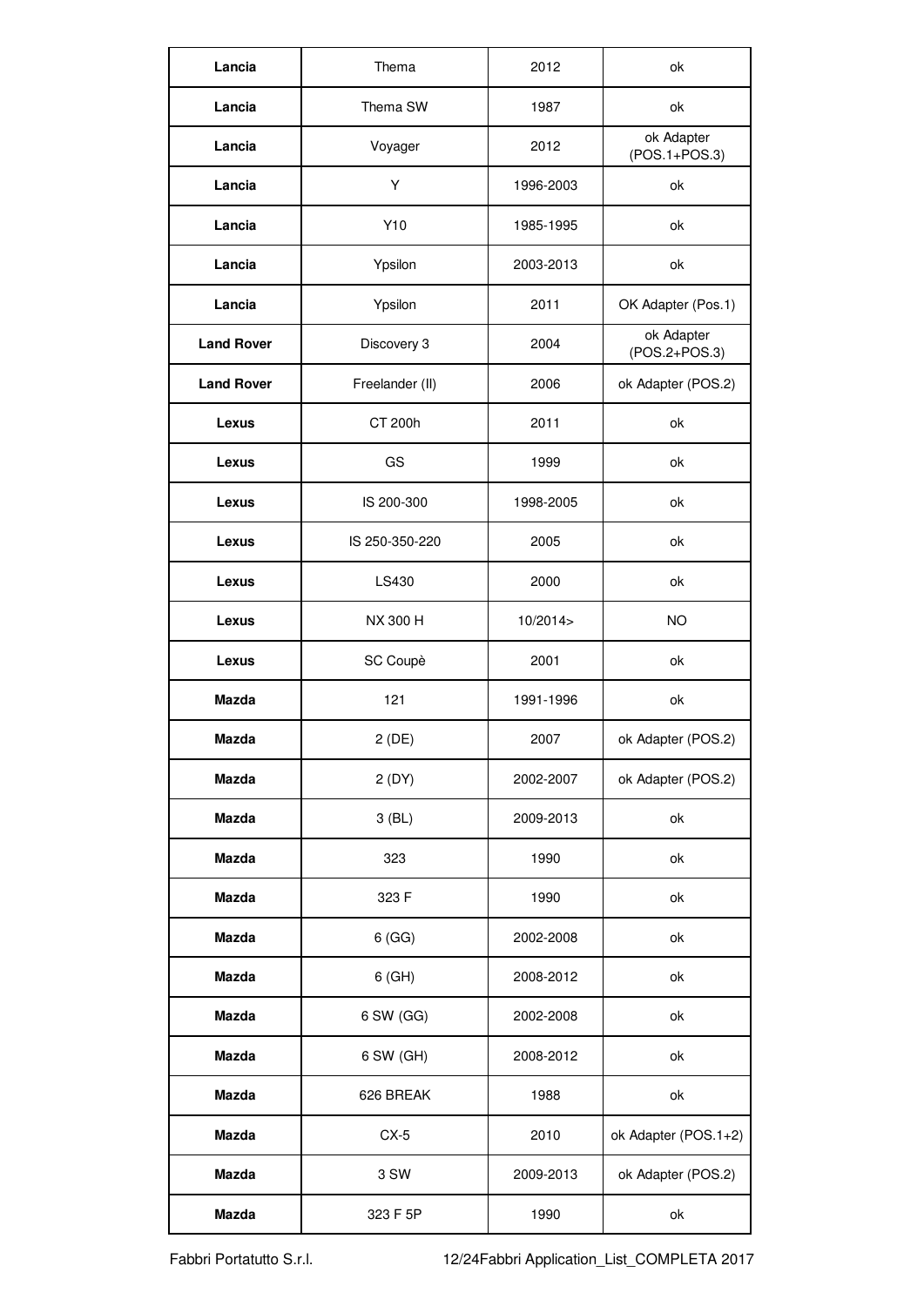| **Lancia** | Thema | 2012 | ok |
|---|---|---|---|
| **Lancia** | Thema SW | 1987 | ok |
| **Lancia** | Voyager | 2012 | ok Adapter (POS.1+POS.3) |
| **Lancia** | Y | 1996-2003 | ok |
| **Lancia** | Y10 | 1985-1995 | ok |
| **Lancia** | Ypsilon | 2003-2013 | ok |
| **Lancia** | Ypsilon | 2011 | OK Adapter (Pos.1) |
| **Land Rover** | Discovery 3 | 2004 | ok Adapter (POS.2+POS.3) |
| **Land Rover** | Freelander (II) | 2006 | ok Adapter (POS.2) |
| **Lexus** | CT 200h | 2011 | ok |
| **Lexus** | GS | 1999 | ok |
| **Lexus** | IS 200-300 | 1998-2005 | ok |
| **Lexus** | IS 250-350-220 | 2005 | ok |
| **Lexus** | LS430 | 2000 | ok |
| **Lexus** | NX 300 H | 10/2014> | NO |
| **Lexus** | SC Coupè | 2001 | ok |
| **Mazda** | 121 | 1991-1996 | ok |
| **Mazda** | 2 (DE) | 2007 | ok Adapter (POS.2) |
| **Mazda** | 2 (DY) | 2002-2007 | ok Adapter (POS.2) |
| **Mazda** | 3 (BL) | 2009-2013 | ok |
| **Mazda** | 323 | 1990 | ok |
| **Mazda** | 323 F | 1990 | ok |
| **Mazda** | 6 (GG) | 2002-2008 | ok |
| **Mazda** | 6 (GH) | 2008-2012 | ok |
| **Mazda** | 6 SW (GG) | 2002-2008 | ok |
| **Mazda** | 6 SW (GH) | 2008-2012 | ok |
| **Mazda** | 626 BREAK | 1988 | ok |
| **Mazda** | CX-5 | 2010 | ok Adapter (POS.1+2) |
| **Mazda** | 3 SW | 2009-2013 | ok Adapter (POS.2) |
| **Mazda** | 323 F 5P | 1990 | ok |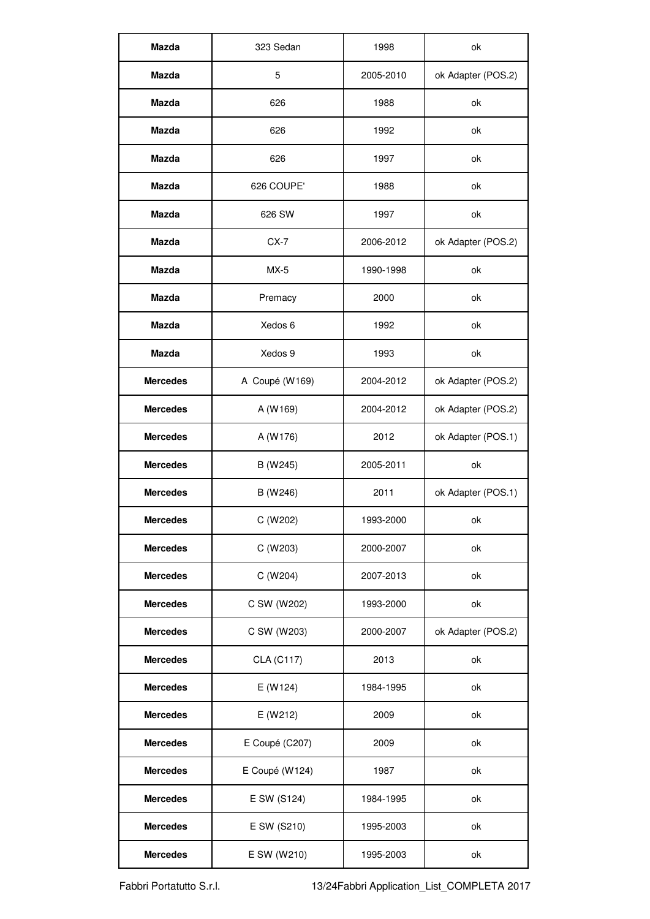| | | | |
|---|---|---|---|
| **Mazda** | 323 Sedan | 1998 | ok |
| **Mazda** | 5 | 2005-2010 | ok Adapter (POS.2) |
| **Mazda** | 626 | 1988 | ok |
| **Mazda** | 626 | 1992 | ok |
| **Mazda** | 626 | 1997 | ok |
| **Mazda** | 626 COUPE' | 1988 | ok |
| **Mazda** | 626 SW | 1997 | ok |
| **Mazda** | CX-7 | 2006-2012 | ok Adapter (POS.2) |
| **Mazda** | MX-5 | 1990-1998 | ok |
| **Mazda** | Premacy | 2000 | ok |
| **Mazda** | Xedos 6 | 1992 | ok |
| **Mazda** | Xedos 9 | 1993 | ok |
| **Mercedes** | A Coupé (W169) | 2004-2012 | ok Adapter (POS.2) |
| **Mercedes** | A (W169) | 2004-2012 | ok Adapter (POS.2) |
| **Mercedes** | A (W176) | 2012 | ok Adapter (POS.1) |
| **Mercedes** | B (W245) | 2005-2011 | ok |
| **Mercedes** | B (W246) | 2011 | ok Adapter (POS.1) |
| **Mercedes** | C (W202) | 1993-2000 | ok |
| **Mercedes** | C (W203) | 2000-2007 | ok |
| **Mercedes** | C (W204) | 2007-2013 | ok |
| **Mercedes** | C SW (W202) | 1993-2000 | ok |
| **Mercedes** | C SW (W203) | 2000-2007 | ok Adapter (POS.2) |
| **Mercedes** | CLA (C117) | 2013 | ok |
| **Mercedes** | E (W124) | 1984-1995 | ok |
| **Mercedes** | E (W212) | 2009 | ok |
| **Mercedes** | E Coupé (C207) | 2009 | ok |
| **Mercedes** | E Coupé (W124) | 1987 | ok |
| **Mercedes** | E SW (S124) | 1984-1995 | ok |
| **Mercedes** | E SW (S210) | 1995-2003 | ok |
| **Mercedes** | E SW (W210) | 1995-2003 | ok |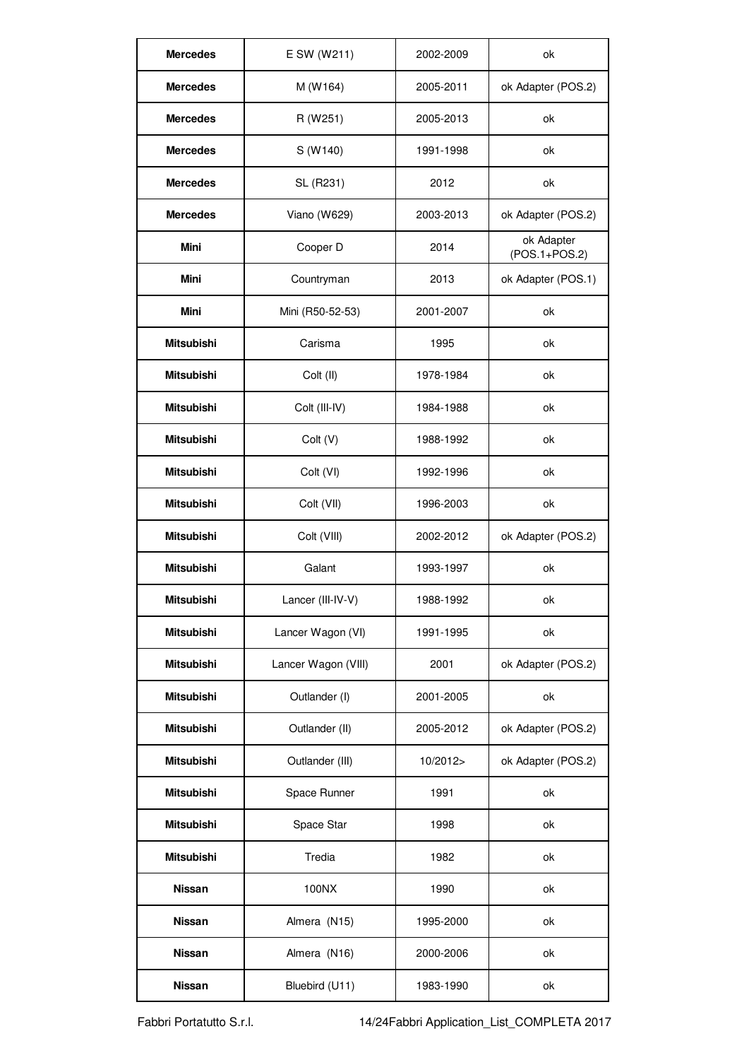| **Mercedes** | E SW (W211) | 2002-2009 | ok |
|---|---|---|---|
| **Mercedes** | M (W164) | 2005-2011 | ok Adapter (POS.2) |
| **Mercedes** | R (W251) | 2005-2013 | ok |
| **Mercedes** | S (W140) | 1991-1998 | ok |
| **Mercedes** | SL (R231) | 2012 | ok |
| **Mercedes** | Viano (W629) | 2003-2013 | ok Adapter (POS.2) |
| **Mini** | Cooper D | 2014 | ok Adapter (POS.1+POS.2) |
| **Mini** | Countryman | 2013 | ok Adapter (POS.1) |
| **Mini** | Mini (R50-52-53) | 2001-2007 | ok |
| **Mitsubishi** | Carisma | 1995 | ok |
| **Mitsubishi** | Colt (II) | 1978-1984 | ok |
| **Mitsubishi** | Colt (III-IV) | 1984-1988 | ok |
| **Mitsubishi** | Colt (V) | 1988-1992 | ok |
| **Mitsubishi** | Colt (VI) | 1992-1996 | ok |
| **Mitsubishi** | Colt (VII) | 1996-2003 | ok |
| **Mitsubishi** | Colt (VIII) | 2002-2012 | ok Adapter (POS.2) |
| **Mitsubishi** | Galant | 1993-1997 | ok |
| **Mitsubishi** | Lancer (III-IV-V) | 1988-1992 | ok |
| **Mitsubishi** | Lancer Wagon (VI) | 1991-1995 | ok |
| **Mitsubishi** | Lancer Wagon (VIII) | 2001 | ok Adapter (POS.2) |
| **Mitsubishi** | Outlander (I) | 2001-2005 | ok |
| **Mitsubishi** | Outlander (II) | 2005-2012 | ok Adapter (POS.2) |
| **Mitsubishi** | Outlander (III) | 10/2012> | ok Adapter (POS.2) |
| **Mitsubishi** | Space Runner | 1991 | ok |
| **Mitsubishi** | Space Star | 1998 | ok |
| **Mitsubishi** | Tredia | 1982 | ok |
| **Nissan** | 100NX | 1990 | ok |
| **Nissan** | Almera (N15) | 1995-2000 | ok |
| **Nissan** | Almera (N16) | 2000-2006 | ok |
| **Nissan** | Bluebird (U11) | 1983-1990 | ok |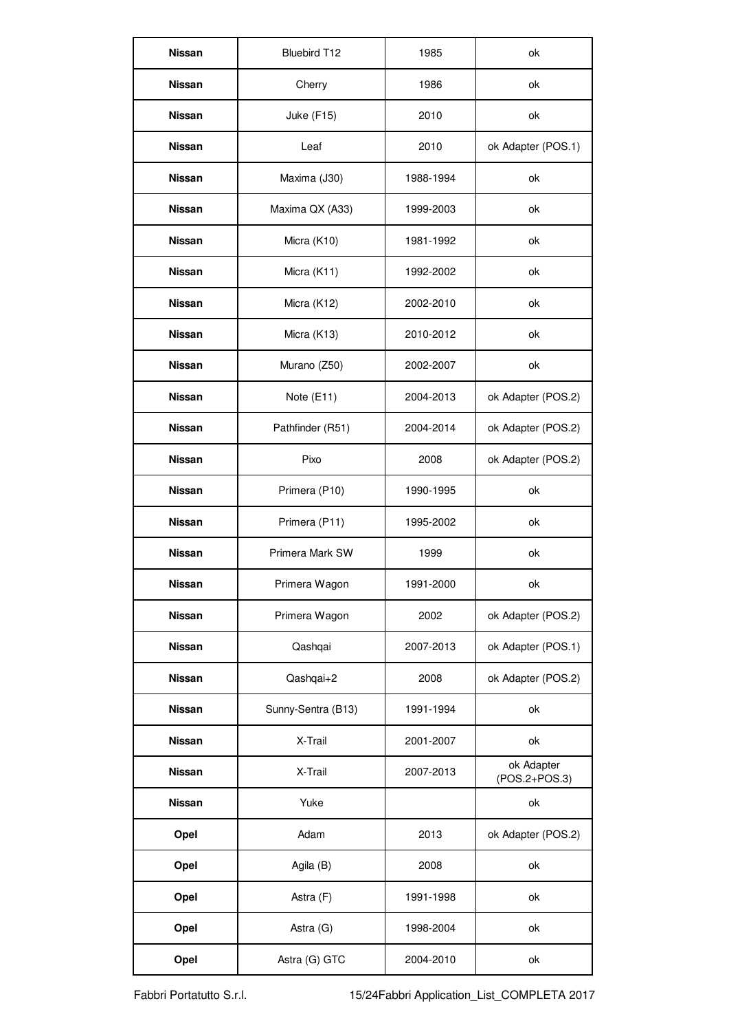| **Nissan** | Bluebird T12 | 1985 | ok |
|---|---|---|---|
| **Nissan** | Cherry | 1986 | ok |
| **Nissan** | Juke (F15) | 2010 | ok |
| **Nissan** | Leaf | 2010 | ok Adapter (POS.1) |
| **Nissan** | Maxima (J30) | 1988-1994 | ok |
| **Nissan** | Maxima QX (A33) | 1999-2003 | ok |
| **Nissan** | Micra (K10) | 1981-1992 | ok |
| **Nissan** | Micra (K11) | 1992-2002 | ok |
| **Nissan** | Micra (K12) | 2002-2010 | ok |
| **Nissan** | Micra (K13) | 2010-2012 | ok |
| **Nissan** | Murano (Z50) | 2002-2007 | ok |
| **Nissan** | Note (E11) | 2004-2013 | ok Adapter (POS.2) |
| **Nissan** | Pathfinder (R51) | 2004-2014 | ok Adapter (POS.2) |
| **Nissan** | Pixo | 2008 | ok Adapter (POS.2) |
| **Nissan** | Primera (P10) | 1990-1995 | ok |
| **Nissan** | Primera (P11) | 1995-2002 | ok |
| **Nissan** | Primera Mark SW | 1999 | ok |
| **Nissan** | Primera Wagon | 1991-2000 | ok |
| **Nissan** | Primera Wagon | 2002 | ok Adapter (POS.2) |
| **Nissan** | Qashqai | 2007-2013 | ok Adapter (POS.1) |
| **Nissan** | Qashqai+2 | 2008 | ok Adapter (POS.2) |
| **Nissan** | Sunny-Sentra (B13) | 1991-1994 | ok |
| **Nissan** | X-Trail | 2001-2007 | ok |
| **Nissan** | X-Trail | 2007-2013 | ok Adapter (POS.2+POS.3) |
| **Nissan** | Yuke | | ok |
| **Opel** | Adam | 2013 | ok Adapter (POS.2) |
| **Opel** | Agila (B) | 2008 | ok |
| **Opel** | Astra (F) | 1991-1998 | ok |
| **Opel** | Astra (G) | 1998-2004 | ok |
| **Opel** | Astra (G) GTC | 2004-2010 | ok |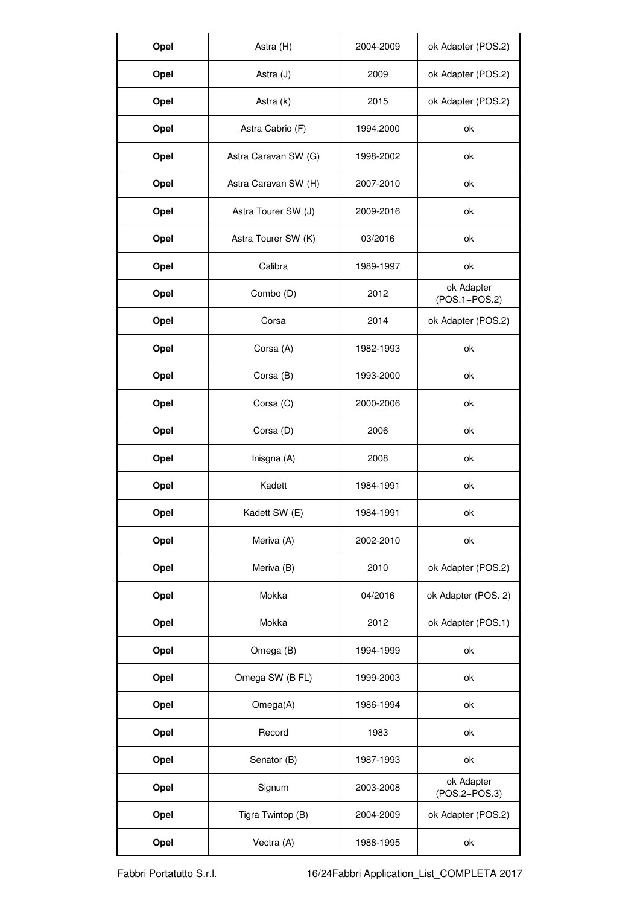| Opel | Astra (H) | 2004-2009 | ok Adapter (POS.2) |
|---|---|---|---|
| Opel | Astra (J) | 2009 | ok Adapter (POS.2) |
| Opel | Astra (k) | 2015 | ok Adapter (POS.2) |
| Opel | Astra Cabrio (F) | 1994.2000 | ok |
| Opel | Astra Caravan SW (G) | 1998-2002 | ok |
| Opel | Astra Caravan SW (H) | 2007-2010 | ok |
| Opel | Astra Tourer SW (J) | 2009-2016 | ok |
| Opel | Astra Tourer SW (K) | 03/2016 | ok |
| Opel | Calibra | 1989-1997 | ok |
| Opel | Combo (D) | 2012 | ok Adapter (POS.1+POS.2) |
| Opel | Corsa | 2014 | ok Adapter (POS.2) |
| Opel | Corsa (A) | 1982-1993 | ok |
| Opel | Corsa (B) | 1993-2000 | ok |
| Opel | Corsa (C) | 2000-2006 | ok |
| Opel | Corsa (D) | 2006 | ok |
| Opel | Inisgna (A) | 2008 | ok |
| Opel | Kadett | 1984-1991 | ok |
| Opel | Kadett SW (E) | 1984-1991 | ok |
| Opel | Meriva (A) | 2002-2010 | ok |
| Opel | Meriva (B) | 2010 | ok Adapter (POS.2) |
| Opel | Mokka | 04/2016 | ok Adapter (POS. 2) |
| Opel | Mokka | 2012 | ok Adapter (POS.1) |
| Opel | Omega (B) | 1994-1999 | ok |
| Opel | Omega SW (B FL) | 1999-2003 | ok |
| Opel | Omega(A) | 1986-1994 | ok |
| Opel | Record | 1983 | ok |
| Opel | Senator (B) | 1987-1993 | ok |
| Opel | Signum | 2003-2008 | ok Adapter (POS.2+POS.3) |
| Opel | Tigra Twintop (B) | 2004-2009 | ok Adapter (POS.2) |
| Opel | Vectra (A) | 1988-1995 | ok |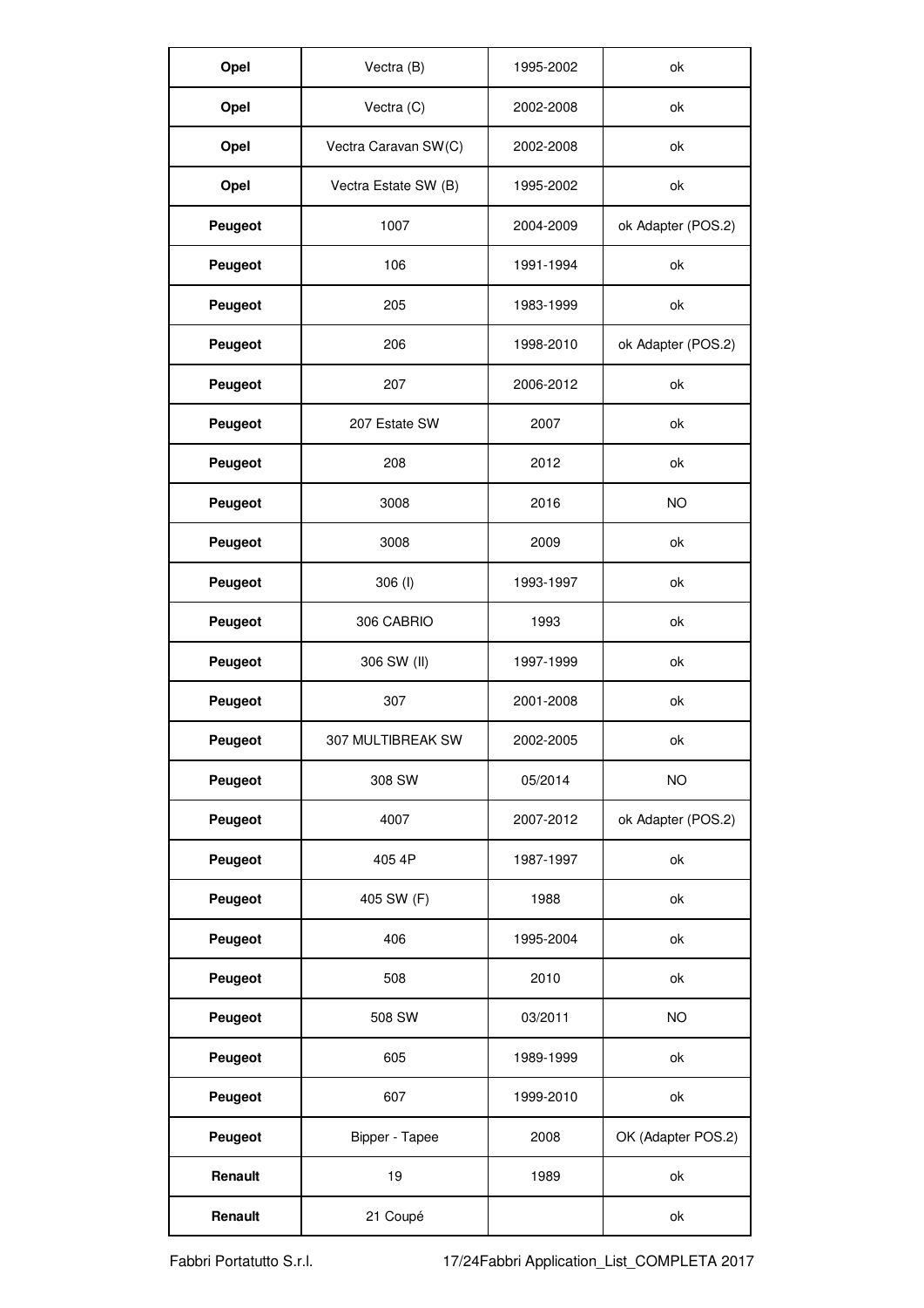| **Opel** | Vectra (B) | 1995-2002 | ok |
|---|---|---|---|
| **Opel** | Vectra (C) | 2002-2008 | ok |
| **Opel** | Vectra Caravan SW(C) | 2002-2008 | ok |
| **Opel** | Vectra Estate SW (B) | 1995-2002 | ok |
| **Peugeot** | 1007 | 2004-2009 | ok Adapter (POS.2) |
| **Peugeot** | 106 | 1991-1994 | ok |
| **Peugeot** | 205 | 1983-1999 | ok |
| **Peugeot** | 206 | 1998-2010 | ok Adapter (POS.2) |
| **Peugeot** | 207 | 2006-2012 | ok |
| **Peugeot** | 207 Estate SW | 2007 | ok |
| **Peugeot** | 208 | 2012 | ok |
| **Peugeot** | 3008 | 2016 | NO |
| **Peugeot** | 3008 | 2009 | ok |
| **Peugeot** | 306 (I) | 1993-1997 | ok |
| **Peugeot** | 306 CABRIO | 1993 | ok |
| **Peugeot** | 306 SW (II) | 1997-1999 | ok |
| **Peugeot** | 307 | 2001-2008 | ok |
| **Peugeot** | 307 MULTIBREAK SW | 2002-2005 | ok |
| **Peugeot** | 308 SW | 05/2014 | NO |
| **Peugeot** | 4007 | 2007-2012 | ok Adapter (POS.2) |
| **Peugeot** | 405 4P | 1987-1997 | ok |
| **Peugeot** | 405 SW (F) | 1988 | ok |
| **Peugeot** | 406 | 1995-2004 | ok |
| **Peugeot** | 508 | 2010 | ok |
| **Peugeot** | 508 SW | 03/2011 | NO |
| **Peugeot** | 605 | 1989-1999 | ok |
| **Peugeot** | 607 | 1999-2010 | ok |
| **Peugeot** | Bipper - Tapee | 2008 | OK (Adapter POS.2) |
| **Renault** | 19 | 1989 | ok |
| **Renault** | 21 Coupé | | ok |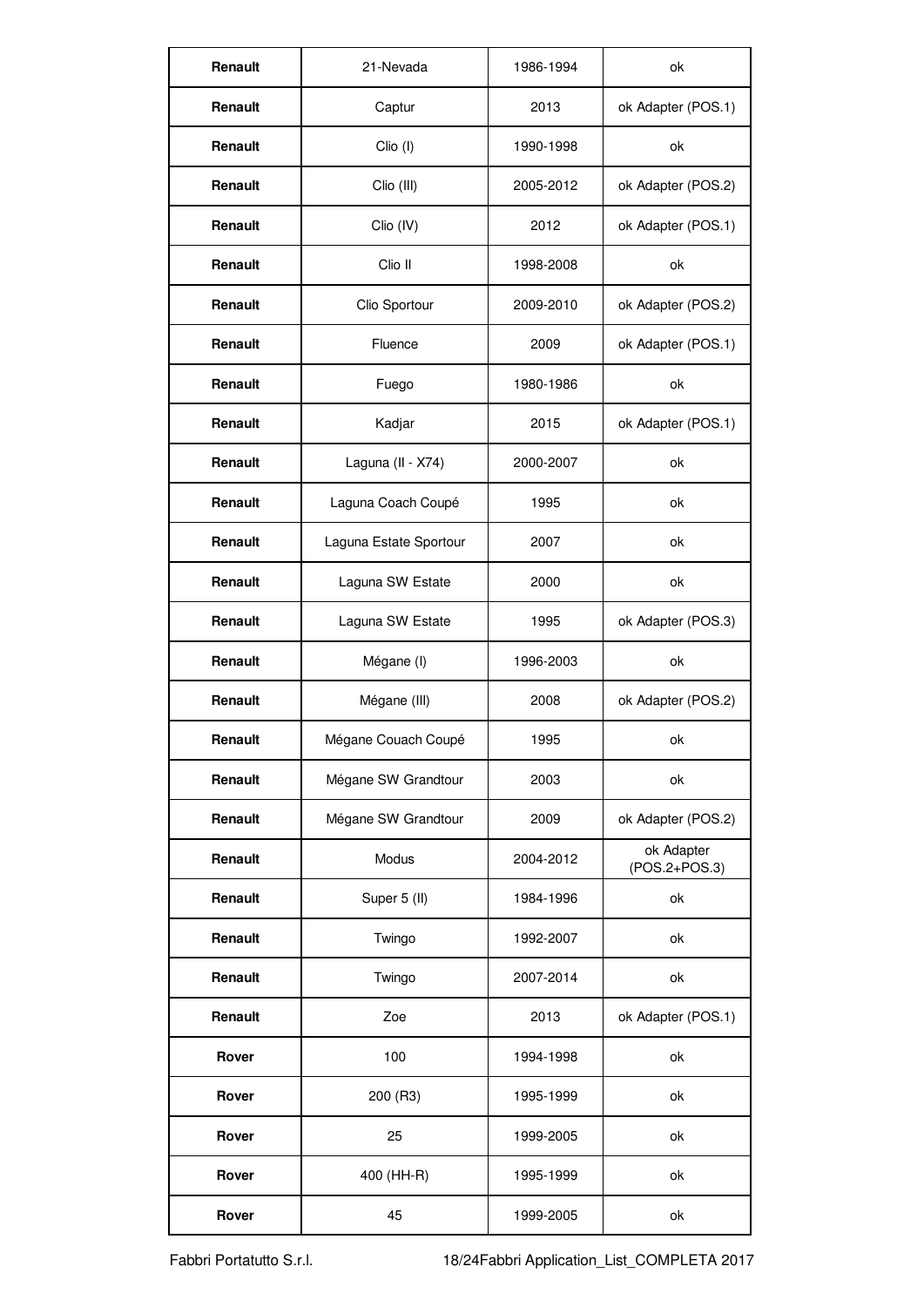| Renault | 21-Nevada | 1986-1994 | ok |
|---|---|---|---|
| Renault | Captur | 2013 | ok Adapter (POS.1) |
| Renault | Clio (I) | 1990-1998 | ok |
| Renault | Clio (III) | 2005-2012 | ok Adapter (POS.2) |
| Renault | Clio (IV) | 2012 | ok Adapter (POS.1) |
| Renault | Clio II | 1998-2008 | ok |
| Renault | Clio Sportour | 2009-2010 | ok Adapter (POS.2) |
| Renault | Fluence | 2009 | ok Adapter (POS.1) |
| Renault | Fuego | 1980-1986 | ok |
| Renault | Kadjar | 2015 | ok Adapter (POS.1) |
| Renault | Laguna (II - X74) | 2000-2007 | ok |
| Renault | Laguna Coach Coupé | 1995 | ok |
| Renault | Laguna Estate Sportour | 2007 | ok |
| Renault | Laguna SW Estate | 2000 | ok |
| Renault | Laguna SW Estate | 1995 | ok Adapter (POS.3) |
| Renault | Mégane (I) | 1996-2003 | ok |
| Renault | Mégane (III) | 2008 | ok Adapter (POS.2) |
| Renault | Mégane Couach Coupé | 1995 | ok |
| Renault | Mégane SW Grandtour | 2003 | ok |
| Renault | Mégane SW Grandtour | 2009 | ok Adapter (POS.2) |
| Renault | Modus | 2004-2012 | ok Adapter (POS.2+POS.3) |
| Renault | Super 5 (II) | 1984-1996 | ok |
| Renault | Twingo | 1992-2007 | ok |
| Renault | Twingo | 2007-2014 | ok |
| Renault | Zoe | 2013 | ok Adapter (POS.1) |
| Rover | 100 | 1994-1998 | ok |
| Rover | 200 (R3) | 1995-1999 | ok |
| Rover | 25 | 1999-2005 | ok |
| Rover | 400 (HH-R) | 1995-1999 | ok |
| Rover | 45 | 1999-2005 | ok |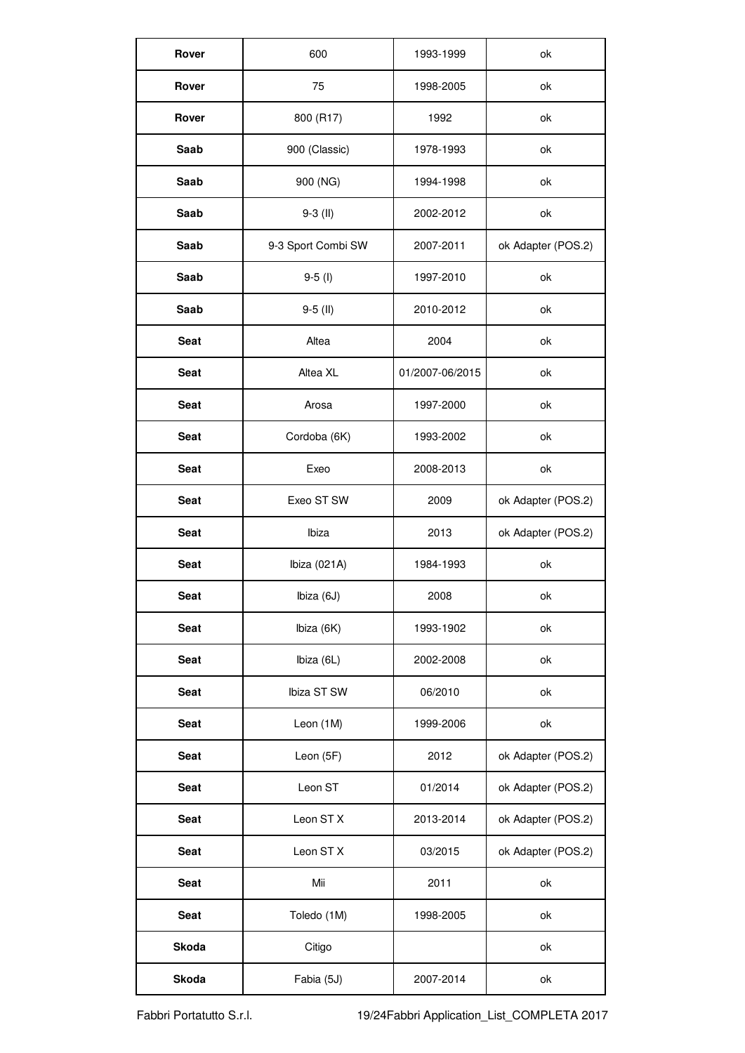| Rover | 600 | 1993-1999 | ok |
|---|---|---|---|
| Rover | 75 | 1998-2005 | ok |
| Rover | 800 (R17) | 1992 | ok |
| Saab | 900 (Classic) | 1978-1993 | ok |
| Saab | 900 (NG) | 1994-1998 | ok |
| Saab | 9-3 (II) | 2002-2012 | ok |
| Saab | 9-3 Sport Combi SW | 2007-2011 | ok Adapter (POS.2) |
| Saab | 9-5 (I) | 1997-2010 | ok |
| Saab | 9-5 (II) | 2010-2012 | ok |
| Seat | Altea | 2004 | ok |
| Seat | Altea XL | 01/2007-06/2015 | ok |
| Seat | Arosa | 1997-2000 | ok |
| Seat | Cordoba (6K) | 1993-2002 | ok |
| Seat | Exeo | 2008-2013 | ok |
| Seat | Exeo ST SW | 2009 | ok Adapter (POS.2) |
| Seat | Ibiza | 2013 | ok Adapter (POS.2) |
| Seat | Ibiza (021A) | 1984-1993 | ok |
| Seat | Ibiza (6J) | 2008 | ok |
| Seat | Ibiza (6K) | 1993-1902 | ok |
| Seat | Ibiza (6L) | 2002-2008 | ok |
| Seat | Ibiza ST SW | 06/2010 | ok |
| Seat | Leon (1M) | 1999-2006 | ok |
| Seat | Leon (5F) | 2012 | ok Adapter (POS.2) |
| Seat | Leon ST | 01/2014 | ok Adapter (POS.2) |
| Seat | Leon ST X | 2013-2014 | ok Adapter (POS.2) |
| Seat | Leon ST X | 03/2015 | ok Adapter (POS.2) |
| Seat | Mii | 2011 | ok |
| Seat | Toledo (1M) | 1998-2005 | ok |
| Skoda | Citigo | | ok |
| Skoda | Fabia (5J) | 2007-2014 | ok |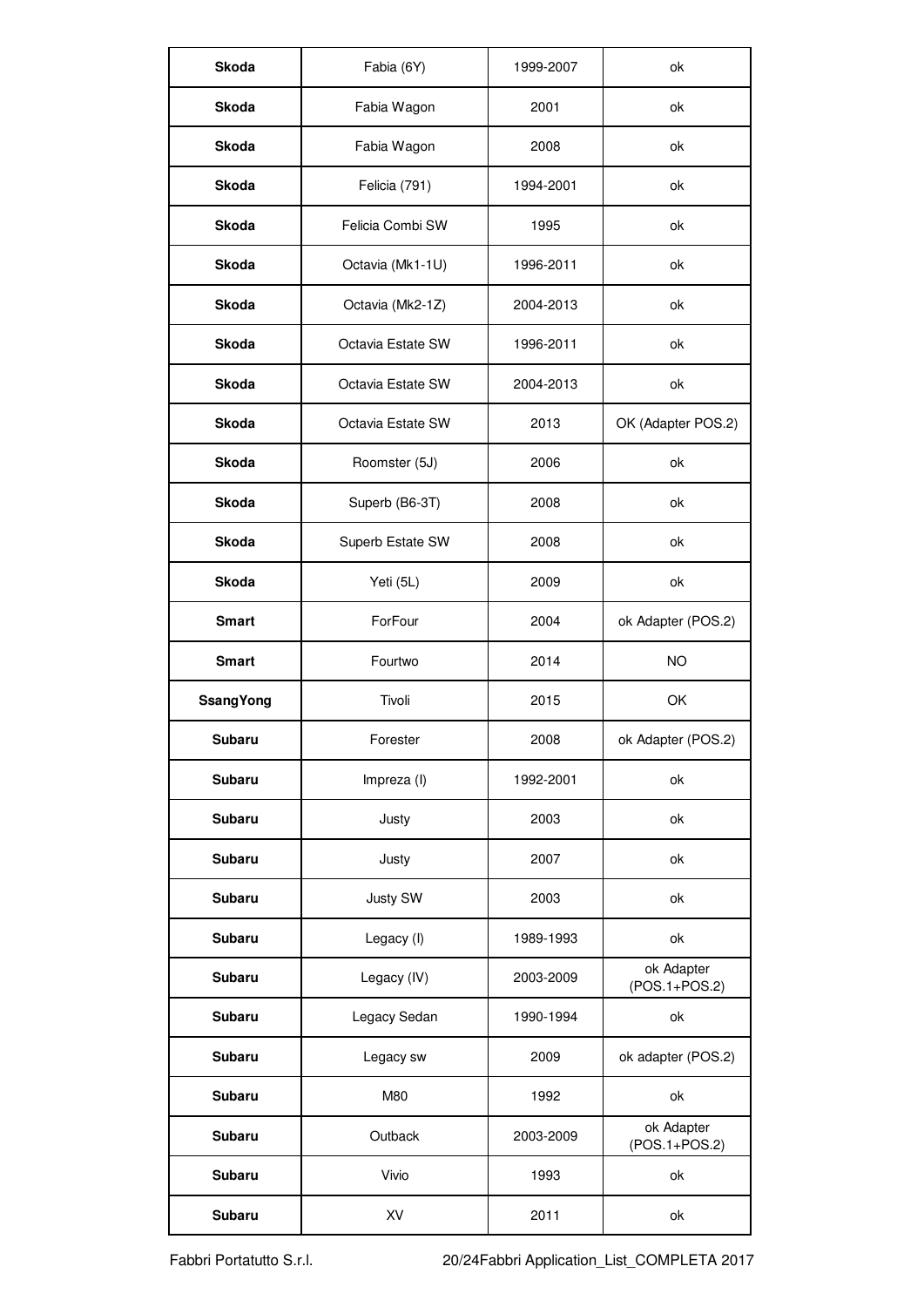| Skoda | Fabia (6Y) | 1999-2007 | ok |
|---|---|---|---|
| Skoda | Fabia Wagon | 2001 | ok |
| Skoda | Fabia Wagon | 2008 | ok |
| Skoda | Felicia (791) | 1994-2001 | ok |
| Skoda | Felicia Combi SW | 1995 | ok |
| Skoda | Octavia (Mk1-1U) | 1996-2011 | ok |
| Skoda | Octavia (Mk2-1Z) | 2004-2013 | ok |
| Skoda | Octavia Estate SW | 1996-2011 | ok |
| Skoda | Octavia Estate SW | 2004-2013 | ok |
| Skoda | Octavia Estate SW | 2013 | OK (Adapter POS.2) |
| Skoda | Roomster (5J) | 2006 | ok |
| Skoda | Superb (B6-3T) | 2008 | ok |
| Skoda | Superb Estate SW | 2008 | ok |
| Skoda | Yeti (5L) | 2009 | ok |
| Smart | ForFour | 2004 | ok Adapter (POS.2) |
| Smart | Fourtwo | 2014 | NO |
| SsangYong | Tivoli | 2015 | OK |
| Subaru | Forester | 2008 | ok Adapter (POS.2) |
| Subaru | Impreza (I) | 1992-2001 | ok |
| Subaru | Justy | 2003 | ok |
| Subaru | Justy | 2007 | ok |
| Subaru | Justy SW | 2003 | ok |
| Subaru | Legacy (I) | 1989-1993 | ok |
| Subaru | Legacy (IV) | 2003-2009 | ok Adapter (POS.1+POS.2) |
| Subaru | Legacy Sedan | 1990-1994 | ok |
| Subaru | Legacy sw | 2009 | ok adapter (POS.2) |
| Subaru | M80 | 1992 | ok |
| Subaru | Outback | 2003-2009 | ok Adapter (POS.1+POS.2) |
| Subaru | Vivio | 1993 | ok |
| Subaru | XV | 2011 | ok |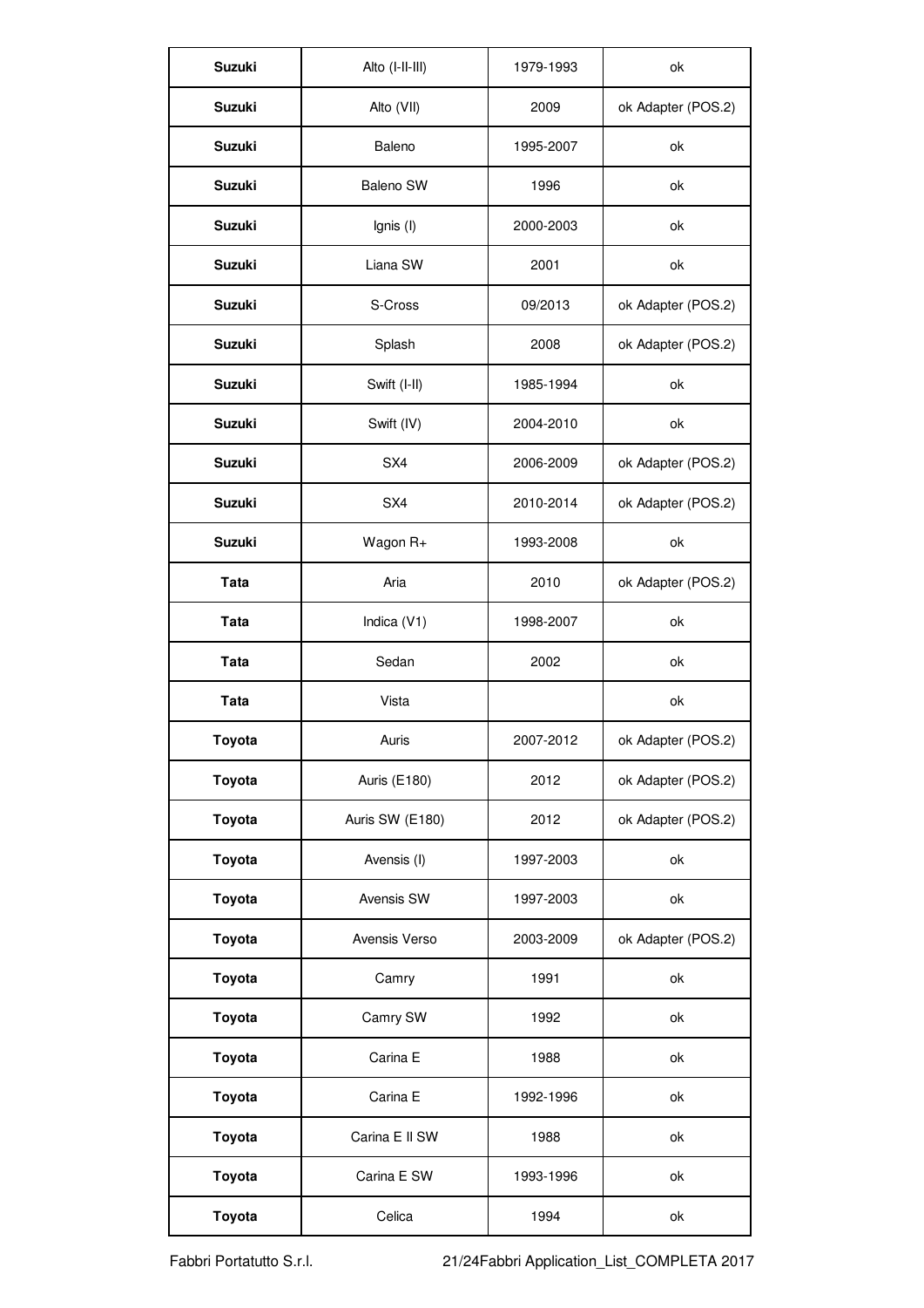| Suzuki | Alto (I-II-III) | 1979-1993 | ok |
|---|---|---|---|
| **Suzuki** | Alto (VII) | 2009 | ok Adapter (POS.2) |
| **Suzuki** | Baleno | 1995-2007 | ok |
| **Suzuki** | Baleno SW | 1996 | ok |
| **Suzuki** | Ignis (I) | 2000-2003 | ok |
| **Suzuki** | Liana SW | 2001 | ok |
| **Suzuki** | S-Cross | 09/2013 | ok Adapter (POS.2) |
| **Suzuki** | Splash | 2008 | ok Adapter (POS.2) |
| **Suzuki** | Swift (I-II) | 1985-1994 | ok |
| **Suzuki** | Swift (IV) | 2004-2010 | ok |
| **Suzuki** | SX4 | 2006-2009 | ok Adapter (POS.2) |
| **Suzuki** | SX4 | 2010-2014 | ok Adapter (POS.2) |
| **Suzuki** | Wagon R+ | 1993-2008 | ok |
| **Tata** | Aria | 2010 | ok Adapter (POS.2) |
| **Tata** | Indica (V1) | 1998-2007 | ok |
| **Tata** | Sedan | 2002 | ok |
| **Tata** | Vista | | ok |
| **Toyota** | Auris | 2007-2012 | ok Adapter (POS.2) |
| **Toyota** | Auris (E180) | 2012 | ok Adapter (POS.2) |
| **Toyota** | Auris SW (E180) | 2012 | ok Adapter (POS.2) |
| **Toyota** | Avensis (I) | 1997-2003 | ok |
| **Toyota** | Avensis SW | 1997-2003 | ok |
| **Toyota** | Avensis Verso | 2003-2009 | ok Adapter (POS.2) |
| **Toyota** | Camry | 1991 | ok |
| **Toyota** | Camry SW | 1992 | ok |
| **Toyota** | Carina E | 1988 | ok |
| **Toyota** | Carina E | 1992-1996 | ok |
| **Toyota** | Carina E II SW | 1988 | ok |
| **Toyota** | Carina E SW | 1993-1996 | ok |
| **Toyota** | Celica | 1994 | ok |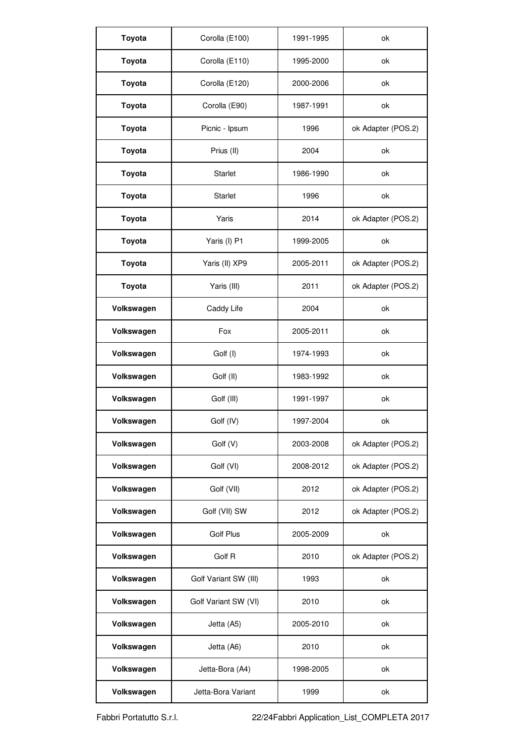| Toyota | Corolla (E100) | 1991-1995 | ok |
|---|---|---|---|
| **Toyota** | Corolla (E110) | 1995-2000 | ok |
| **Toyota** | Corolla (E120) | 2000-2006 | ok |
| **Toyota** | Corolla (E90) | 1987-1991 | ok |
| **Toyota** | Picnic - Ipsum | 1996 | ok Adapter (POS.2) |
| **Toyota** | Prius (II) | 2004 | ok |
| **Toyota** | Starlet | 1986-1990 | ok |
| **Toyota** | Starlet | 1996 | ok |
| **Toyota** | Yaris | 2014 | ok Adapter (POS.2) |
| **Toyota** | Yaris (I) P1 | 1999-2005 | ok |
| **Toyota** | Yaris (II) XP9 | 2005-2011 | ok Adapter (POS.2) |
| **Toyota** | Yaris (III) | 2011 | ok Adapter (POS.2) |
| **Volkswagen** | Caddy Life | 2004 | ok |
| **Volkswagen** | Fox | 2005-2011 | ok |
| **Volkswagen** | Golf (I) | 1974-1993 | ok |
| **Volkswagen** | Golf (II) | 1983-1992 | ok |
| **Volkswagen** | Golf (III) | 1991-1997 | ok |
| **Volkswagen** | Golf (IV) | 1997-2004 | ok |
| **Volkswagen** | Golf (V) | 2003-2008 | ok Adapter (POS.2) |
| **Volkswagen** | Golf (VI) | 2008-2012 | ok Adapter (POS.2) |
| **Volkswagen** | Golf (VII) | 2012 | ok Adapter (POS.2) |
| **Volkswagen** | Golf (VII) SW | 2012 | ok Adapter (POS.2) |
| **Volkswagen** | Golf Plus | 2005-2009 | ok |
| **Volkswagen** | Golf R | 2010 | ok Adapter (POS.2) |
| **Volkswagen** | Golf Variant SW (III) | 1993 | ok |
| **Volkswagen** | Golf Variant SW (VI) | 2010 | ok |
| **Volkswagen** | Jetta (A5) | 2005-2010 | ok |
| **Volkswagen** | Jetta (A6) | 2010 | ok |
| **Volkswagen** | Jetta-Bora (A4) | 1998-2005 | ok |
| **Volkswagen** | Jetta-Bora Variant | 1999 | ok |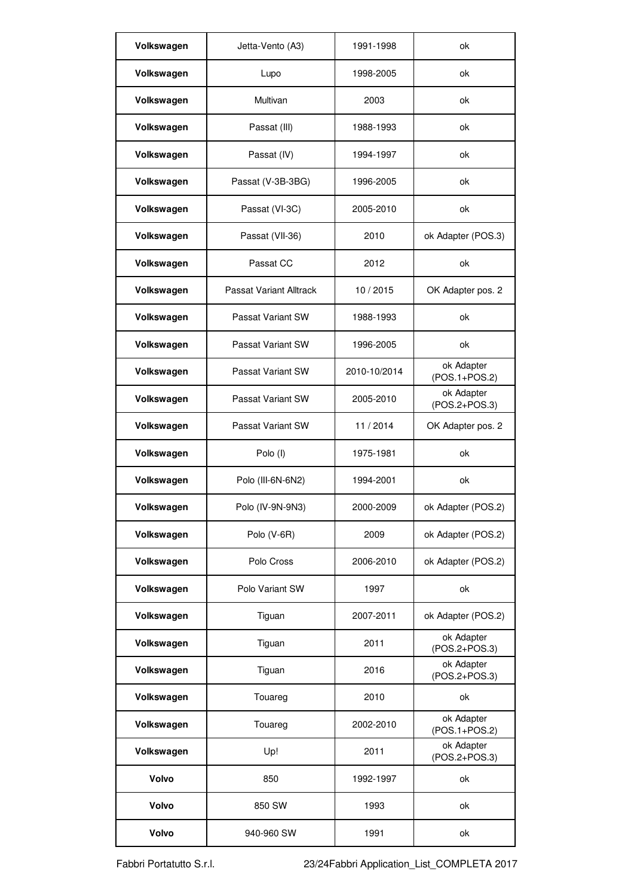| Volkswagen | Jetta-Vento (A3) | 1991-1998 | ok |
|---|---|---|---|
| Volkswagen | Lupo | 1998-2005 | ok |
| Volkswagen | Multivan | 2003 | ok |
| Volkswagen | Passat (III) | 1988-1993 | ok |
| Volkswagen | Passat (IV) | 1994-1997 | ok |
| Volkswagen | Passat (V-3B-3BG) | 1996-2005 | ok |
| Volkswagen | Passat (VI-3C) | 2005-2010 | ok |
| Volkswagen | Passat (VII-36) | 2010 | ok Adapter (POS.3) |
| Volkswagen | Passat CC | 2012 | ok |
| Volkswagen | Passat Variant Alltrack | 10 / 2015 | OK Adapter pos. 2 |
| Volkswagen | Passat Variant SW | 1988-1993 | ok |
| Volkswagen | Passat Variant SW | 1996-2005 | ok |
| Volkswagen | Passat Variant SW | 2010-10/2014 | ok Adapter (POS.1+POS.2) |
| Volkswagen | Passat Variant SW | 2005-2010 | ok Adapter (POS.2+POS.3) |
| Volkswagen | Passat Variant SW | 11 / 2014 | OK Adapter pos. 2 |
| Volkswagen | Polo (I) | 1975-1981 | ok |
| Volkswagen | Polo (III-6N-6N2) | 1994-2001 | ok |
| Volkswagen | Polo (IV-9N-9N3) | 2000-2009 | ok Adapter (POS.2) |
| Volkswagen | Polo (V-6R) | 2009 | ok Adapter (POS.2) |
| Volkswagen | Polo Cross | 2006-2010 | ok Adapter (POS.2) |
| Volkswagen | Polo Variant SW | 1997 | ok |
| Volkswagen | Tiguan | 2007-2011 | ok Adapter (POS.2) |
| Volkswagen | Tiguan | 2011 | ok Adapter (POS.2+POS.3) |
| Volkswagen | Tiguan | 2016 | ok Adapter (POS.2+POS.3) |
| Volkswagen | Touareg | 2010 | ok |
| Volkswagen | Touareg | 2002-2010 | ok Adapter (POS.1+POS.2) |
| Volkswagen | Up! | 2011 | ok Adapter (POS.2+POS.3) |
| Volvo | 850 | 1992-1997 | ok |
| Volvo | 850 SW | 1993 | ok |
| Volvo | 940-960 SW | 1991 | ok |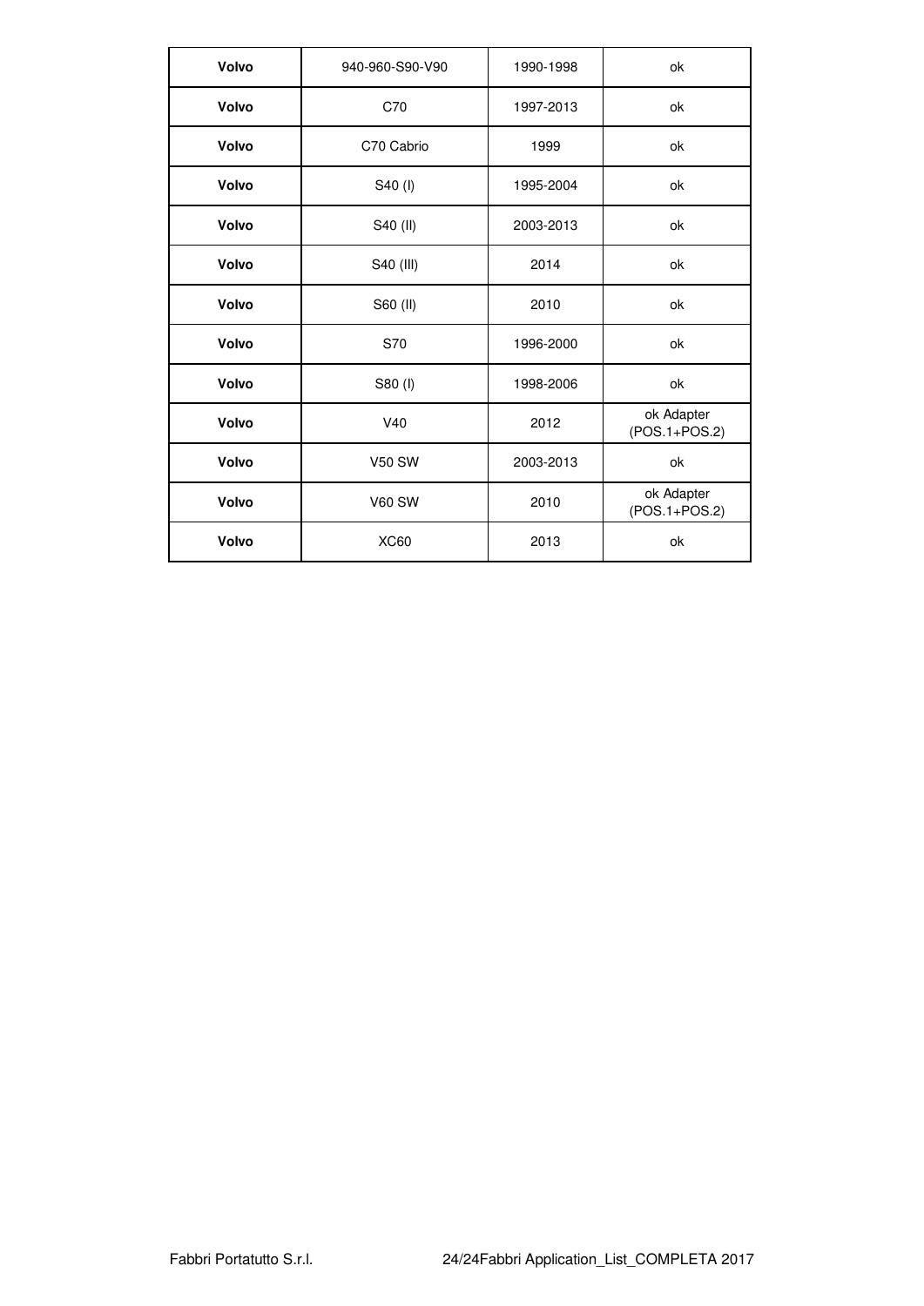| | | | |
|---|---|---|---|
| **Volvo** | 940-960-S90-V90 | 1990-1998 | ok |
| **Volvo** | C70 | 1997-2013 | ok |
| **Volvo** | C70 Cabrio | 1999 | ok |
| **Volvo** | S40 (I) | 1995-2004 | ok |
| **Volvo** | S40 (II) | 2003-2013 | ok |
| **Volvo** | S40 (III) | 2014 | ok |
| **Volvo** | S60 (II) | 2010 | ok |
| **Volvo** | S70 | 1996-2000 | ok |
| **Volvo** | S80 (I) | 1998-2006 | ok |
| **Volvo** | V40 | 2012 | ok Adapter (POS.1+POS.2) |
| **Volvo** | V50 SW | 2003-2013 | ok |
| **Volvo** | V60 SW | 2010 | ok Adapter (POS.1+POS.2) |
| **Volvo** | XC60 | 2013 | ok |